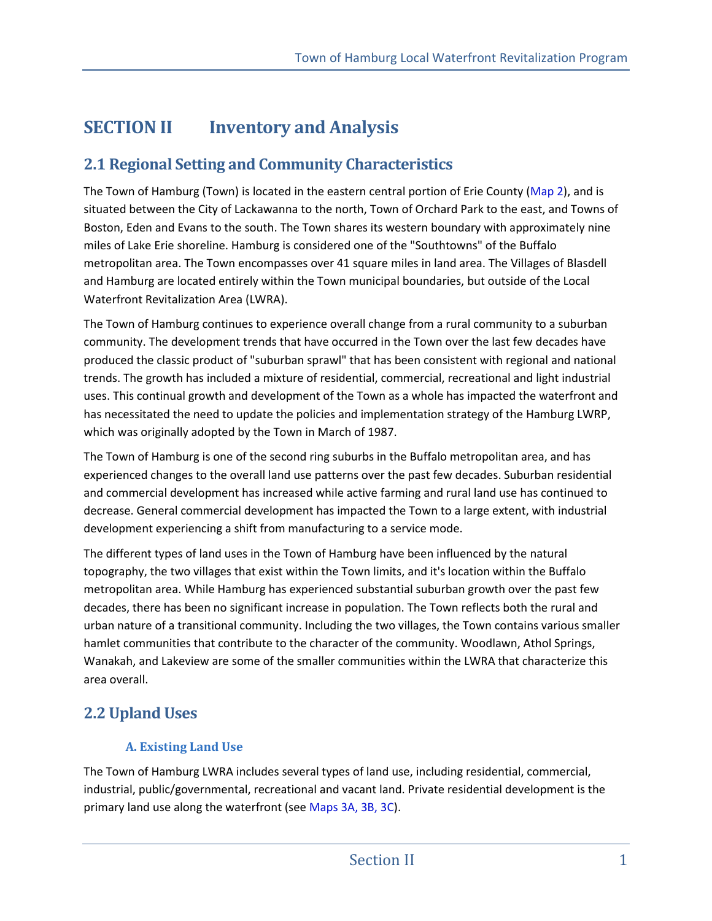# SECTION II Inventory and Analysis

## 2.1 Regional Setting and Community Characteristics

The Town of Hamburg (Town) is located in the eastern central portion of Erie County (Map 2), and is situated between the City of Lackawanna to the north, Town of Orchard Park to the east, and Towns of Boston, Eden and Evans to the south. The Town shares its western boundary with approximately nine miles of Lake Erie shoreline. Hamburg is considered one of the "Southtowns" of the Buffalo metropolitan area. The Town encompasses over 41 square miles in land area. The Villages of Blasdell and Hamburg are located entirely within the Town municipal boundaries, but outside of the Local Waterfront Revitalization Area (LWRA).

The Town of Hamburg continues to experience overall change from a rural community to a suburban community. The development trends that have occurred in the Town over the last few decades have produced the classic product of "suburban sprawl" that has been consistent with regional and national trends. The growth has included a mixture of residential, commercial, recreational and light industrial uses. This continual growth and development of the Town as a whole has impacted the waterfront and has necessitated the need to update the policies and implementation strategy of the Hamburg LWRP, which was originally adopted by the Town in March of 1987.

The Town of Hamburg is one of the second ring suburbs in the Buffalo metropolitan area, and has experienced changes to the overall land use patterns over the past few decades. Suburban residential and commercial development has increased while active farming and rural land use has continued to decrease. General commercial development has impacted the Town to a large extent, with industrial development experiencing a shift from manufacturing to a service mode.

The different types of land uses in the Town of Hamburg have been influenced by the natural topography, the two villages that exist within the Town limits, and it's location within the Buffalo metropolitan area. While Hamburg has experienced substantial suburban growth over the past few decades, there has been no significant increase in population. The Town reflects both the rural and urban nature of a transitional community. Including the two villages, the Town contains various smaller hamlet communities that contribute to the character of the community. Woodlawn, Athol Springs, Wanakah, and Lakeview are some of the smaller communities within the LWRA that characterize this area overall.

## 2.2 Upland Uses

### A. Existing Land Use

The Town of Hamburg LWRA includes several types of land use, including residential, commercial, industrial, public/governmental, recreational and vacant land. Private residential development is the primary land use along the waterfront (see Maps 3A, 3B, 3C).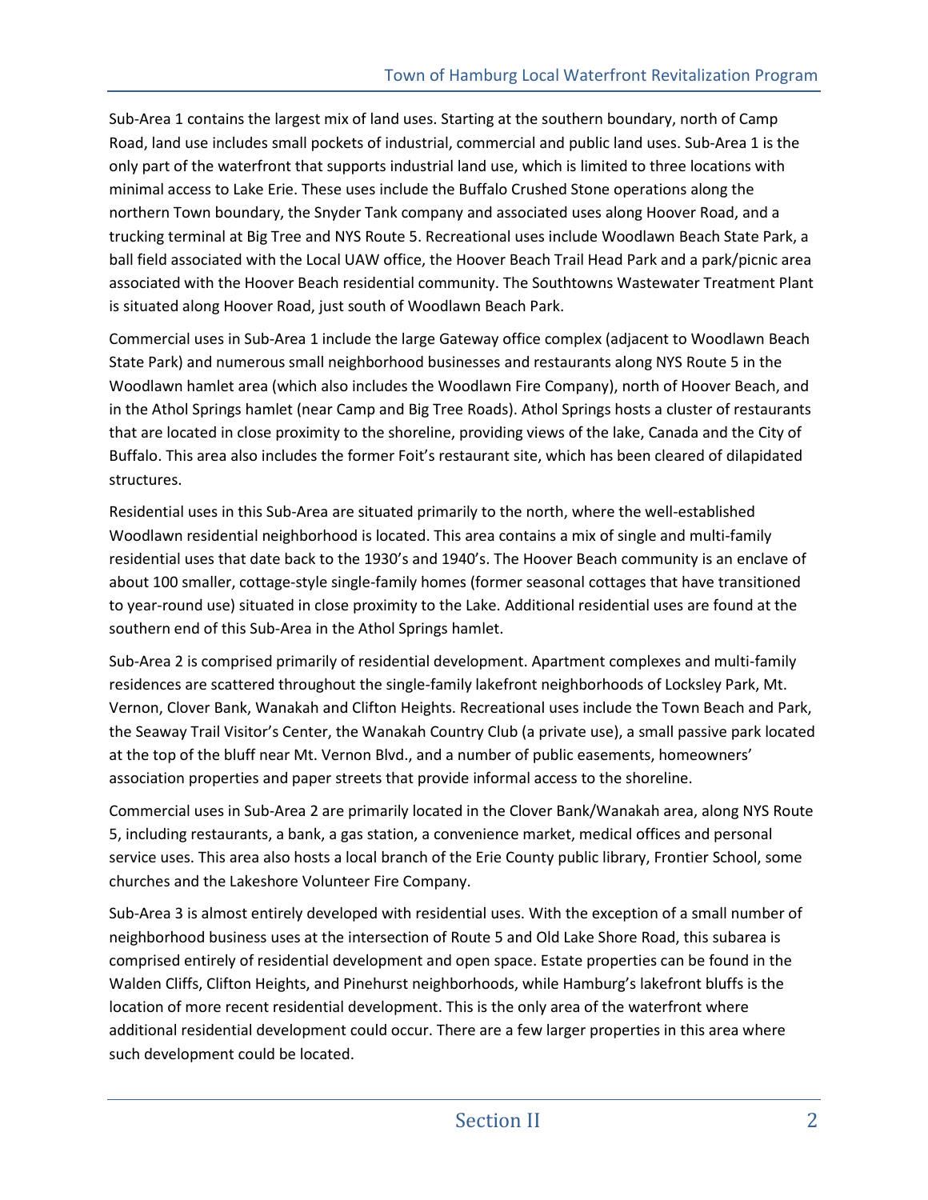Sub-Area 1 contains the largest mix of land uses. Starting at the southern boundary, north of Camp Road, land use includes small pockets of industrial, commercial and public land uses. Sub-Area 1 is the only part of the waterfront that supports industrial land use, which is limited to three locations with minimal access to Lake Erie. These uses include the Buffalo Crushed Stone operations along the northern Town boundary, the Snyder Tank company and associated uses along Hoover Road, and a trucking terminal at Big Tree and NYS Route 5. Recreational uses include Woodlawn Beach State Park, a ball field associated with the Local UAW office, the Hoover Beach Trail Head Park and a park/picnic area associated with the Hoover Beach residential community. The Southtowns Wastewater Treatment Plant is situated along Hoover Road, just south of Woodlawn Beach Park.

Commercial uses in Sub-Area 1 include the large Gateway office complex (adjacent to Woodlawn Beach State Park) and numerous small neighborhood businesses and restaurants along NYS Route 5 in the Woodlawn hamlet area (which also includes the Woodlawn Fire Company), north of Hoover Beach, and in the Athol Springs hamlet (near Camp and Big Tree Roads). Athol Springs hosts a cluster of restaurants that are located in close proximity to the shoreline, providing views of the lake, Canada and the City of Buffalo. This area also includes the former Foit's restaurant site, which has been cleared of dilapidated structures.

Residential uses in this Sub-Area are situated primarily to the north, where the well-established Woodlawn residential neighborhood is located. This area contains a mix of single and multi-family residential uses that date back to the 1930's and 1940's. The Hoover Beach community is an enclave of about 100 smaller, cottage-style single-family homes (former seasonal cottages that have transitioned to year-round use) situated in close proximity to the Lake. Additional residential uses are found at the southern end of this Sub-Area in the Athol Springs hamlet.

Sub-Area 2 is comprised primarily of residential development. Apartment complexes and multi-family residences are scattered throughout the single-family lakefront neighborhoods of Locksley Park, Mt. Vernon, Clover Bank, Wanakah and Clifton Heights. Recreational uses include the Town Beach and Park, the Seaway Trail Visitor's Center, the Wanakah Country Club (a private use), a small passive park located at the top of the bluff near Mt. Vernon Blvd., and a number of public easements, homeowners' association properties and paper streets that provide informal access to the shoreline.

Commercial uses in Sub-Area 2 are primarily located in the Clover Bank/Wanakah area, along NYS Route 5, including restaurants, a bank, a gas station, a convenience market, medical offices and personal service uses. This area also hosts a local branch of the Erie County public library, Frontier School, some churches and the Lakeshore Volunteer Fire Company.

Sub-Area 3 is almost entirely developed with residential uses. With the exception of a small number of neighborhood business uses at the intersection of Route 5 and Old Lake Shore Road, this subarea is comprised entirely of residential development and open space. Estate properties can be found in the Walden Cliffs, Clifton Heights, and Pinehurst neighborhoods, while Hamburg's lakefront bluffs is the location of more recent residential development. This is the only area of the waterfront where additional residential development could occur. There are a few larger properties in this area where such development could be located.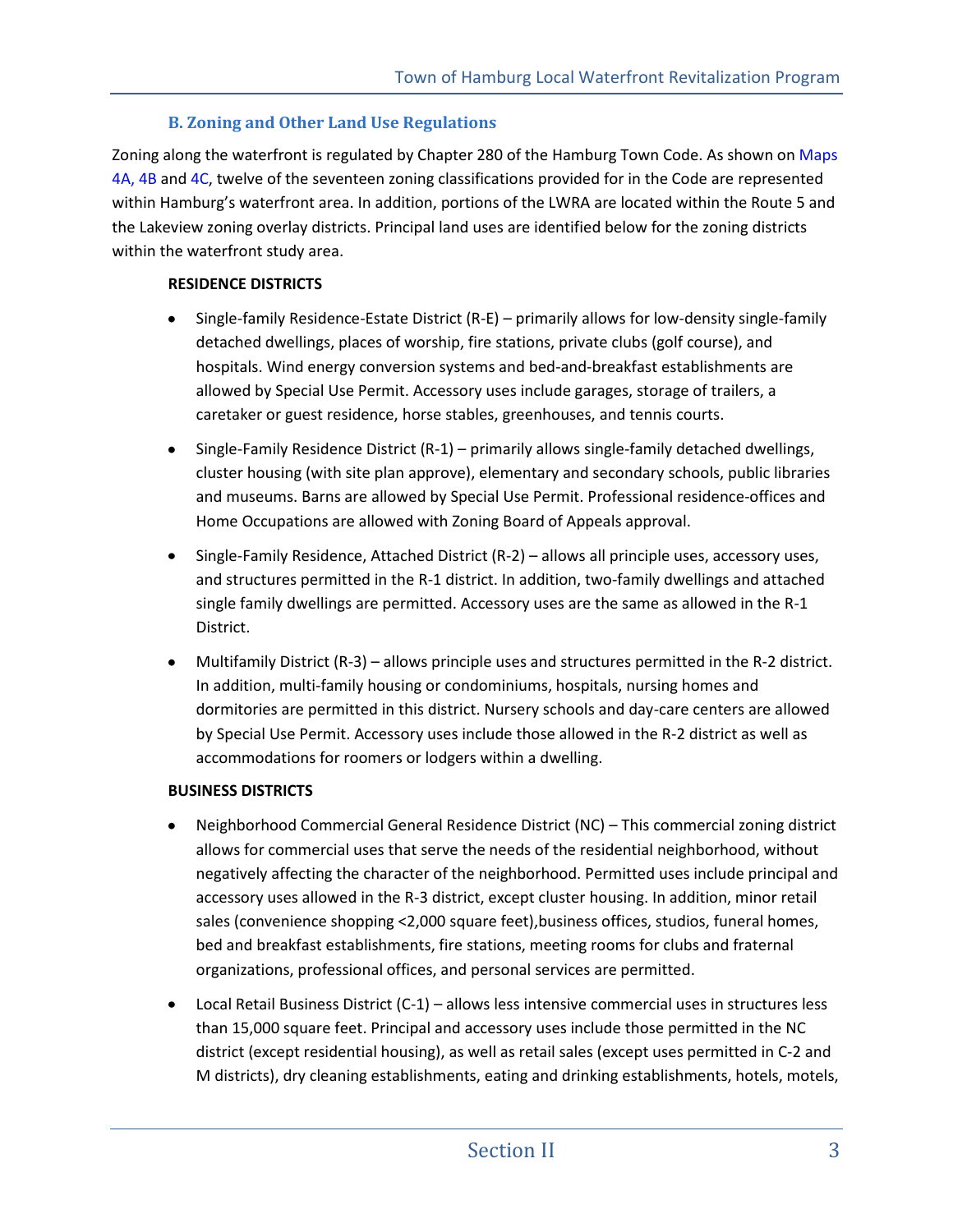### B. Zoning and Other Land Use Regulations

Zoning along the waterfront is regulated by Chapter 280 of the Hamburg Town Code. As shown on Maps 4A, 4B and 4C, twelve of the seventeen zoning classifications provided for in the Code are represented within Hamburg's waterfront area. In addition, portions of the LWRA are located within the Route 5 and the Lakeview zoning overlay districts. Principal land uses are identified below for the zoning districts within the waterfront study area.

**RESIDENCE DISTRICTS**

- Single-family Residence-Estate District (R-E) – primarily allows for low-density single-family detached dwellings, places of worship, fire stations, private clubs (golf course), and hospitals. Wind energy conversion systems and bed-and-breakfast establishments are allowed by Special Use Permit. Accessory uses include garages, storage of trailers, a caretaker or guest residence, horse stables, greenhouses, and tennis courts.

- Single-Family Residence District (R-1) – primarily allows single-family detached dwellings, cluster housing (with site plan approve), elementary and secondary schools, public libraries and museums. Barns are allowed by Special Use Permit. Professional residence-offices and Home Occupations are allowed with Zoning Board of Appeals approval.

- Single-Family Residence, Attached District (R-2) – allows all principle uses, accessory uses, and structures permitted in the R-1 district. In addition, two-family dwellings and attached single family dwellings are permitted. Accessory uses are the same as allowed in the R-1 District.

- Multifamily District (R-3) – allows principle uses and structures permitted in the R-2 district. In addition, multi-family housing or condominiums, hospitals, nursing homes and dormitories are permitted in this district. Nursery schools and day-care centers are allowed by Special Use Permit. Accessory uses include those allowed in the R-2 district as well as accommodations for roomers or lodgers within a dwelling.

**BUSINESS DISTRICTS**

- Neighborhood Commercial General Residence District (NC) – This commercial zoning district allows for commercial uses that serve the needs of the residential neighborhood, without negatively affecting the character of the neighborhood. Permitted uses include principal and accessory uses allowed in the R-3 district, except cluster housing. In addition, minor retail sales (convenience shopping <2,000 square feet),business offices, studios, funeral homes, bed and breakfast establishments, fire stations, meeting rooms for clubs and fraternal organizations, professional offices, and personal services are permitted.

- Local Retail Business District (C-1) – allows less intensive commercial uses in structures less than 15,000 square feet. Principal and accessory uses include those permitted in the NC district (except residential housing), as well as retail sales (except uses permitted in C-2 and M districts), dry cleaning establishments, eating and drinking establishments, hotels, motels,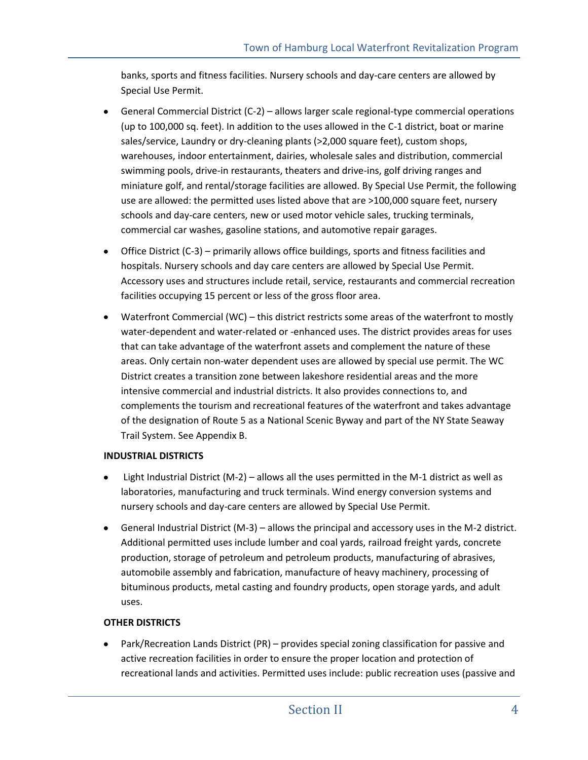banks, sports and fitness facilities. Nursery schools and day-care centers are allowed by Special Use Permit.

- General Commercial District (C-2) – allows larger scale regional-type commercial operations (up to 100,000 sq. feet). In addition to the uses allowed in the C-1 district, boat or marine sales/service, Laundry or dry-cleaning plants (>2,000 square feet), custom shops, warehouses, indoor entertainment, dairies, wholesale sales and distribution, commercial swimming pools, drive-in restaurants, theaters and drive-ins, golf driving ranges and miniature golf, and rental/storage facilities are allowed. By Special Use Permit, the following use are allowed: the permitted uses listed above that are >100,000 square feet, nursery schools and day-care centers, new or used motor vehicle sales, trucking terminals, commercial car washes, gasoline stations, and automotive repair garages.
- Office District (C-3) – primarily allows office buildings, sports and fitness facilities and hospitals. Nursery schools and day care centers are allowed by Special Use Permit. Accessory uses and structures include retail, service, restaurants and commercial recreation facilities occupying 15 percent or less of the gross floor area.
- Waterfront Commercial (WC) – this district restricts some areas of the waterfront to mostly water-dependent and water-related or -enhanced uses. The district provides areas for uses that can take advantage of the waterfront assets and complement the nature of these areas. Only certain non-water dependent uses are allowed by special use permit. The WC District creates a transition zone between lakeshore residential areas and the more intensive commercial and industrial districts. It also provides connections to, and complements the tourism and recreational features of the waterfront and takes advantage of the designation of Route 5 as a National Scenic Byway and part of the NY State Seaway Trail System. See Appendix B.

**INDUSTRIAL DISTRICTS**

- Light Industrial District (M-2) – allows all the uses permitted in the M-1 district as well as laboratories, manufacturing and truck terminals. Wind energy conversion systems and nursery schools and day-care centers are allowed by Special Use Permit.
- General Industrial District (M-3) – allows the principal and accessory uses in the M-2 district. Additional permitted uses include lumber and coal yards, railroad freight yards, concrete production, storage of petroleum and petroleum products, manufacturing of abrasives, automobile assembly and fabrication, manufacture of heavy machinery, processing of bituminous products, metal casting and foundry products, open storage yards, and adult uses.

**OTHER DISTRICTS**

- Park/Recreation Lands District (PR) – provides special zoning classification for passive and active recreation facilities in order to ensure the proper location and protection of recreational lands and activities. Permitted uses include: public recreation uses (passive and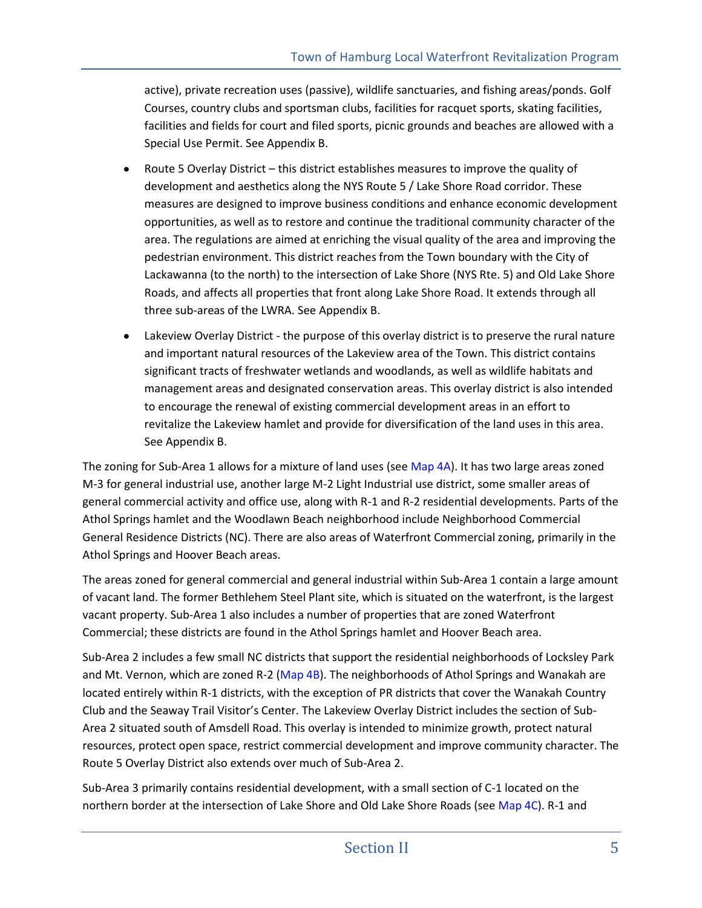active), private recreation uses (passive), wildlife sanctuaries, and fishing areas/ponds. Golf Courses, country clubs and sportsman clubs, facilities for racquet sports, skating facilities, facilities and fields for court and filed sports, picnic grounds and beaches are allowed with a Special Use Permit. See Appendix B.

- Route 5 Overlay District – this district establishes measures to improve the quality of development and aesthetics along the NYS Route 5 / Lake Shore Road corridor. These measures are designed to improve business conditions and enhance economic development opportunities, as well as to restore and continue the traditional community character of the area. The regulations are aimed at enriching the visual quality of the area and improving the pedestrian environment. This district reaches from the Town boundary with the City of Lackawanna (to the north) to the intersection of Lake Shore (NYS Rte. 5) and Old Lake Shore Roads, and affects all properties that front along Lake Shore Road. It extends through all three sub-areas of the LWRA. See Appendix B.
- Lakeview Overlay District - the purpose of this overlay district is to preserve the rural nature and important natural resources of the Lakeview area of the Town. This district contains significant tracts of freshwater wetlands and woodlands, as well as wildlife habitats and management areas and designated conservation areas. This overlay district is also intended to encourage the renewal of existing commercial development areas in an effort to revitalize the Lakeview hamlet and provide for diversification of the land uses in this area. See Appendix B.

The zoning for Sub-Area 1 allows for a mixture of land uses (see Map 4A). It has two large areas zoned M-3 for general industrial use, another large M-2 Light Industrial use district, some smaller areas of general commercial activity and office use, along with R-1 and R-2 residential developments. Parts of the Athol Springs hamlet and the Woodlawn Beach neighborhood include Neighborhood Commercial General Residence Districts (NC). There are also areas of Waterfront Commercial zoning, primarily in the Athol Springs and Hoover Beach areas.

The areas zoned for general commercial and general industrial within Sub-Area 1 contain a large amount of vacant land. The former Bethlehem Steel Plant site, which is situated on the waterfront, is the largest vacant property. Sub-Area 1 also includes a number of properties that are zoned Waterfront Commercial; these districts are found in the Athol Springs hamlet and Hoover Beach area.

Sub-Area 2 includes a few small NC districts that support the residential neighborhoods of Locksley Park and Mt. Vernon, which are zoned R-2 (Map 4B). The neighborhoods of Athol Springs and Wanakah are located entirely within R-1 districts, with the exception of PR districts that cover the Wanakah Country Club and the Seaway Trail Visitor's Center. The Lakeview Overlay District includes the section of Sub-Area 2 situated south of Amsdell Road. This overlay is intended to minimize growth, protect natural resources, protect open space, restrict commercial development and improve community character. The Route 5 Overlay District also extends over much of Sub-Area 2.

Sub-Area 3 primarily contains residential development, with a small section of C-1 located on the northern border at the intersection of Lake Shore and Old Lake Shore Roads (see Map 4C). R-1 and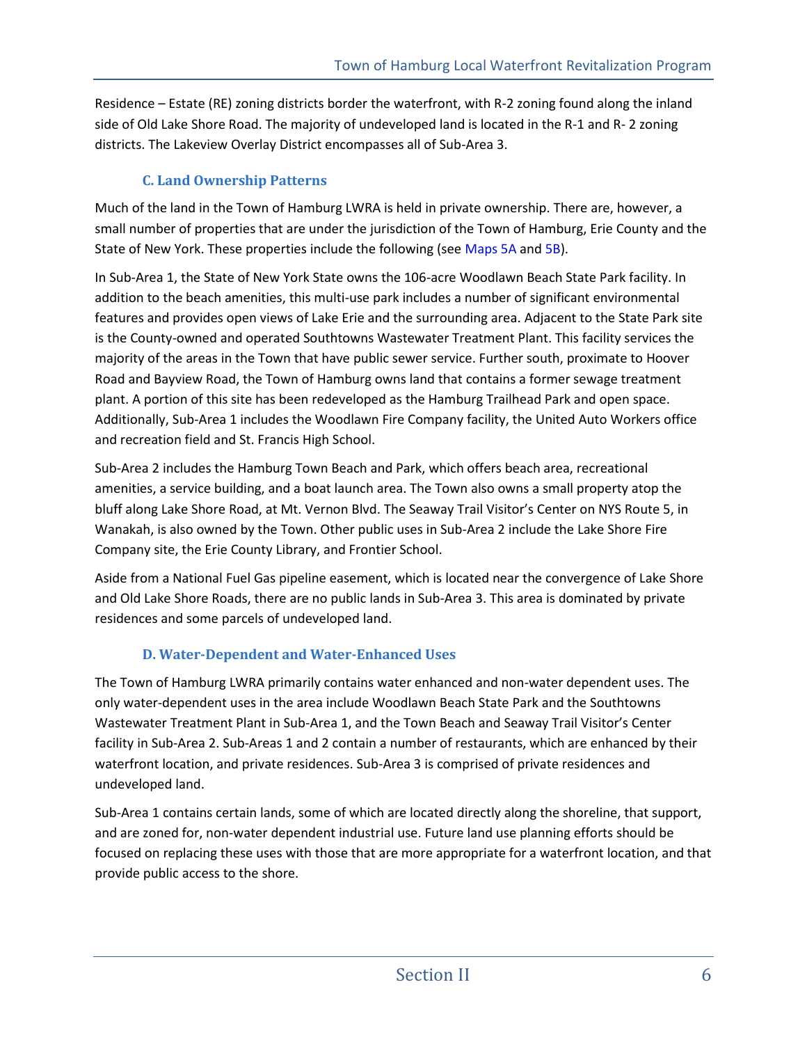Residence – Estate (RE) zoning districts border the waterfront, with R-2 zoning found along the inland side of Old Lake Shore Road. The majority of undeveloped land is located in the R-1 and R- 2 zoning districts. The Lakeview Overlay District encompasses all of Sub-Area 3.

### C. Land Ownership Patterns

Much of the land in the Town of Hamburg LWRA is held in private ownership. There are, however, a small number of properties that are under the jurisdiction of the Town of Hamburg, Erie County and the State of New York. These properties include the following (see Maps 5A and 5B).

In Sub-Area 1, the State of New York State owns the 106-acre Woodlawn Beach State Park facility. In addition to the beach amenities, this multi-use park includes a number of significant environmental features and provides open views of Lake Erie and the surrounding area. Adjacent to the State Park site is the County-owned and operated Southtowns Wastewater Treatment Plant. This facility services the majority of the areas in the Town that have public sewer service. Further south, proximate to Hoover Road and Bayview Road, the Town of Hamburg owns land that contains a former sewage treatment plant. A portion of this site has been redeveloped as the Hamburg Trailhead Park and open space. Additionally, Sub-Area 1 includes the Woodlawn Fire Company facility, the United Auto Workers office and recreation field and St. Francis High School.

Sub-Area 2 includes the Hamburg Town Beach and Park, which offers beach area, recreational amenities, a service building, and a boat launch area. The Town also owns a small property atop the bluff along Lake Shore Road, at Mt. Vernon Blvd. The Seaway Trail Visitor's Center on NYS Route 5, in Wanakah, is also owned by the Town. Other public uses in Sub-Area 2 include the Lake Shore Fire Company site, the Erie County Library, and Frontier School.

Aside from a National Fuel Gas pipeline easement, which is located near the convergence of Lake Shore and Old Lake Shore Roads, there are no public lands in Sub-Area 3. This area is dominated by private residences and some parcels of undeveloped land.

### D. Water-Dependent and Water-Enhanced Uses

The Town of Hamburg LWRA primarily contains water enhanced and non-water dependent uses. The only water-dependent uses in the area include Woodlawn Beach State Park and the Southtowns Wastewater Treatment Plant in Sub-Area 1, and the Town Beach and Seaway Trail Visitor's Center facility in Sub-Area 2. Sub-Areas 1 and 2 contain a number of restaurants, which are enhanced by their waterfront location, and private residences. Sub-Area 3 is comprised of private residences and undeveloped land.

Sub-Area 1 contains certain lands, some of which are located directly along the shoreline, that support, and are zoned for, non-water dependent industrial use. Future land use planning efforts should be focused on replacing these uses with those that are more appropriate for a waterfront location, and that provide public access to the shore.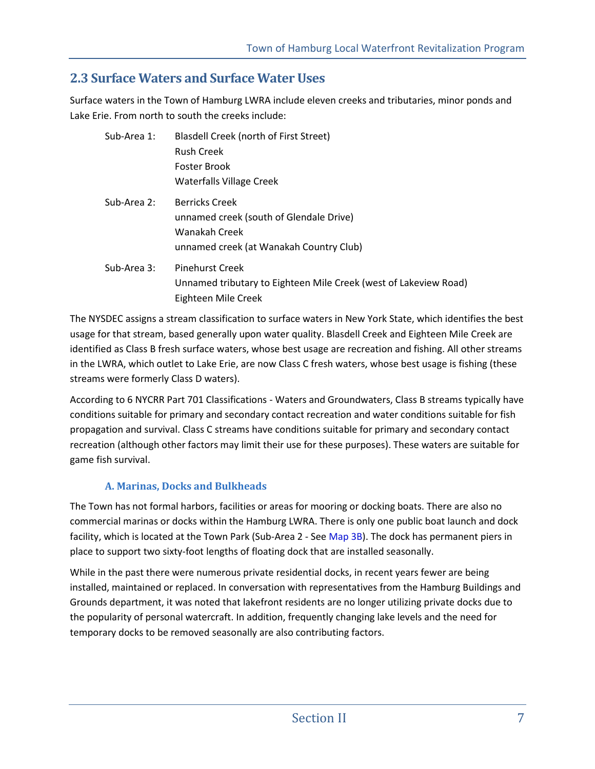## 2.3 Surface Waters and Surface Water Uses

Surface waters in the Town of Hamburg LWRA include eleven creeks and tributaries, minor ponds and Lake Erie. From north to south the creeks include:

Sub-Area 1:
- Blasdell Creek (north of First Street)
- Rush Creek
- Foster Brook
- Waterfalls Village Creek

Sub-Area 2:
- Berricks Creek
- unnamed creek (south of Glendale Drive)
- Wanakah Creek
- unnamed creek (at Wanakah Country Club)

Sub-Area 3:
- Pinehurst Creek
- Unnamed tributary to Eighteen Mile Creek (west of Lakeview Road)
- Eighteen Mile Creek

The NYSDEC assigns a stream classification to surface waters in New York State, which identifies the best usage for that stream, based generally upon water quality. Blasdell Creek and Eighteen Mile Creek are identified as Class B fresh surface waters, whose best usage are recreation and fishing. All other streams in the LWRA, which outlet to Lake Erie, are now Class C fresh waters, whose best usage is fishing (these streams were formerly Class D waters).

According to 6 NYCRR Part 701 Classifications - Waters and Groundwaters, Class B streams typically have conditions suitable for primary and secondary contact recreation and water conditions suitable for fish propagation and survival. Class C streams have conditions suitable for primary and secondary contact recreation (although other factors may limit their use for these purposes). These waters are suitable for game fish survival.

### A. Marinas, Docks and Bulkheads

The Town has not formal harbors, facilities or areas for mooring or docking boats. There are also no commercial marinas or docks within the Hamburg LWRA. There is only one public boat launch and dock facility, which is located at the Town Park (Sub-Area 2 - See Map 3B). The dock has permanent piers in place to support two sixty-foot lengths of floating dock that are installed seasonally.

While in the past there were numerous private residential docks, in recent years fewer are being installed, maintained or replaced. In conversation with representatives from the Hamburg Buildings and Grounds department, it was noted that lakefront residents are no longer utilizing private docks due to the popularity of personal watercraft. In addition, frequently changing lake levels and the need for temporary docks to be removed seasonally are also contributing factors.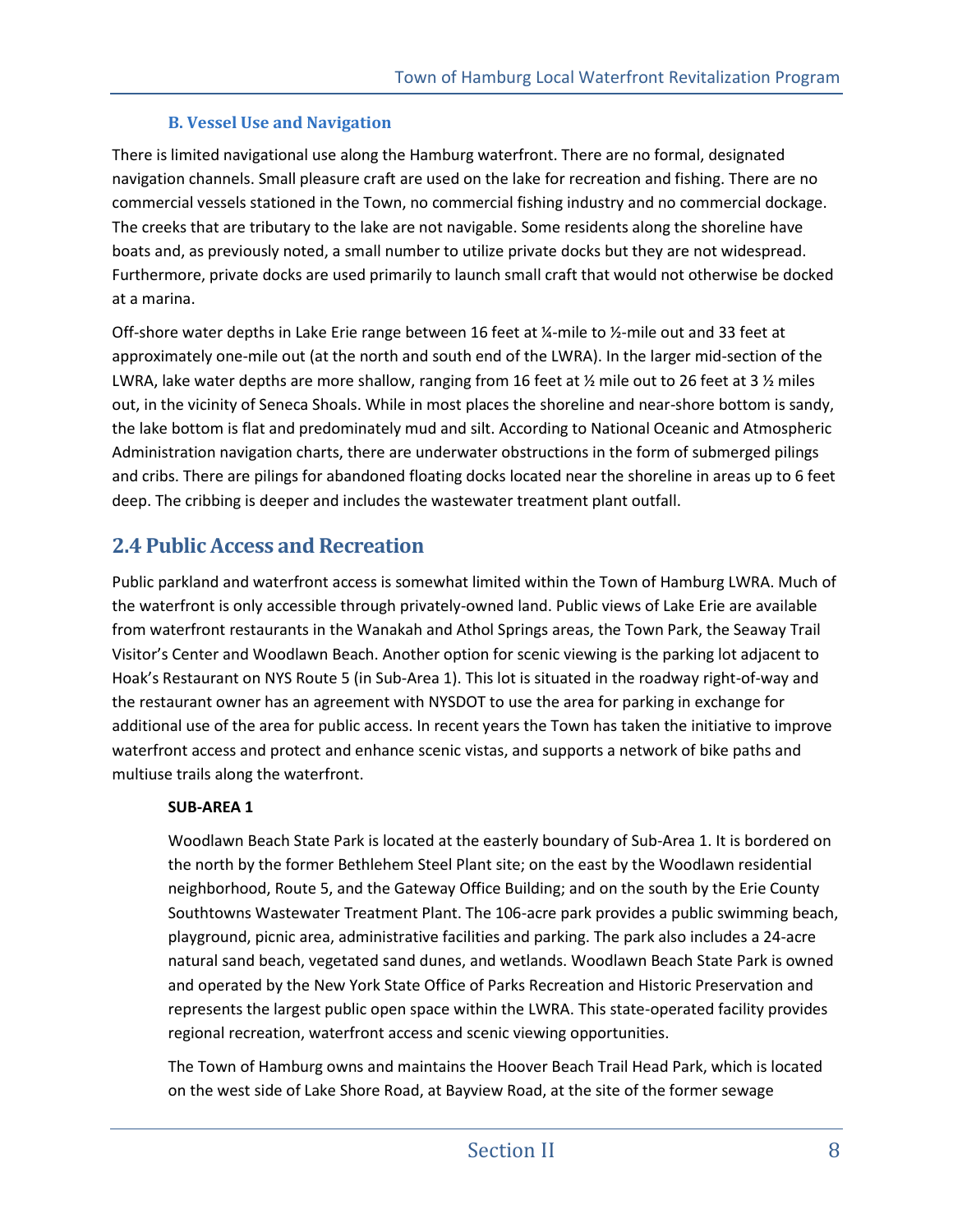### B. Vessel Use and Navigation

There is limited navigational use along the Hamburg waterfront. There are no formal, designated navigation channels. Small pleasure craft are used on the lake for recreation and fishing. There are no commercial vessels stationed in the Town, no commercial fishing industry and no commercial dockage. The creeks that are tributary to the lake are not navigable. Some residents along the shoreline have boats and, as previously noted, a small number to utilize private docks but they are not widespread. Furthermore, private docks are used primarily to launch small craft that would not otherwise be docked at a marina.

Off-shore water depths in Lake Erie range between 16 feet at ¼-mile to ½-mile out and 33 feet at approximately one-mile out (at the north and south end of the LWRA). In the larger mid-section of the LWRA, lake water depths are more shallow, ranging from 16 feet at ½ mile out to 26 feet at 3 ½ miles out, in the vicinity of Seneca Shoals. While in most places the shoreline and near-shore bottom is sandy, the lake bottom is flat and predominately mud and silt. According to National Oceanic and Atmospheric Administration navigation charts, there are underwater obstructions in the form of submerged pilings and cribs. There are pilings for abandoned floating docks located near the shoreline in areas up to 6 feet deep. The cribbing is deeper and includes the wastewater treatment plant outfall.

## 2.4 Public Access and Recreation

Public parkland and waterfront access is somewhat limited within the Town of Hamburg LWRA. Much of the waterfront is only accessible through privately-owned land. Public views of Lake Erie are available from waterfront restaurants in the Wanakah and Athol Springs areas, the Town Park, the Seaway Trail Visitor's Center and Woodlawn Beach. Another option for scenic viewing is the parking lot adjacent to Hoak's Restaurant on NYS Route 5 (in Sub-Area 1). This lot is situated in the roadway right-of-way and the restaurant owner has an agreement with NYSDOT to use the area for parking in exchange for additional use of the area for public access. In recent years the Town has taken the initiative to improve waterfront access and protect and enhance scenic vistas, and supports a network of bike paths and multiuse trails along the waterfront.

**SUB-AREA 1**

Woodlawn Beach State Park is located at the easterly boundary of Sub-Area 1. It is bordered on the north by the former Bethlehem Steel Plant site; on the east by the Woodlawn residential neighborhood, Route 5, and the Gateway Office Building; and on the south by the Erie County Southtowns Wastewater Treatment Plant. The 106-acre park provides a public swimming beach, playground, picnic area, administrative facilities and parking. The park also includes a 24-acre natural sand beach, vegetated sand dunes, and wetlands. Woodlawn Beach State Park is owned and operated by the New York State Office of Parks Recreation and Historic Preservation and represents the largest public open space within the LWRA. This state-operated facility provides regional recreation, waterfront access and scenic viewing opportunities.

The Town of Hamburg owns and maintains the Hoover Beach Trail Head Park, which is located on the west side of Lake Shore Road, at Bayview Road, at the site of the former sewage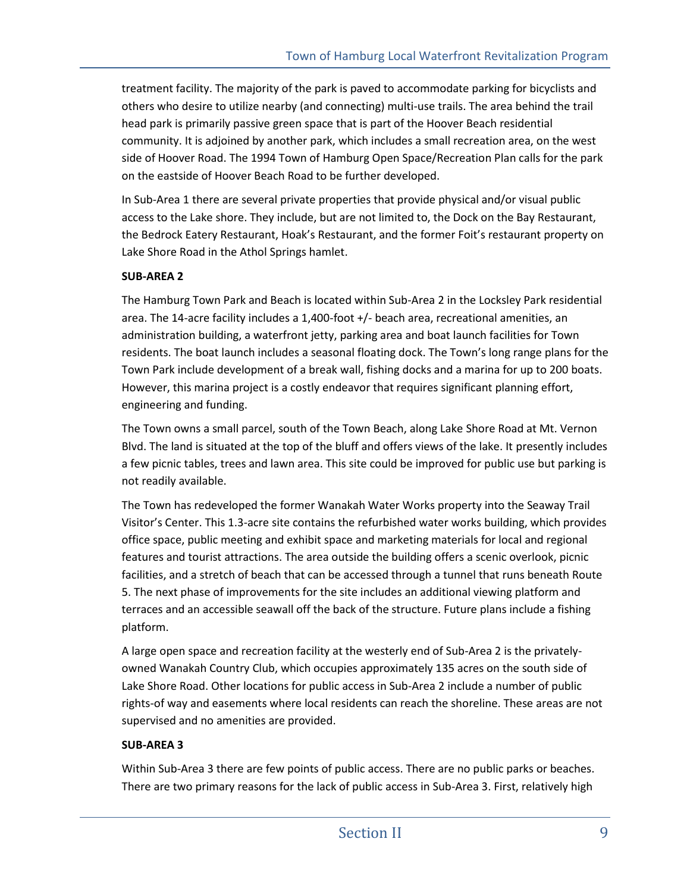treatment facility. The majority of the park is paved to accommodate parking for bicyclists and others who desire to utilize nearby (and connecting) multi-use trails. The area behind the trail head park is primarily passive green space that is part of the Hoover Beach residential community. It is adjoined by another park, which includes a small recreation area, on the west side of Hoover Road. The 1994 Town of Hamburg Open Space/Recreation Plan calls for the park on the eastside of Hoover Beach Road to be further developed.

In Sub-Area 1 there are several private properties that provide physical and/or visual public access to the Lake shore. They include, but are not limited to, the Dock on the Bay Restaurant, the Bedrock Eatery Restaurant, Hoak's Restaurant, and the former Foit's restaurant property on Lake Shore Road in the Athol Springs hamlet.

**SUB-AREA 2**

The Hamburg Town Park and Beach is located within Sub-Area 2 in the Locksley Park residential area. The 14-acre facility includes a 1,400-foot +/- beach area, recreational amenities, an administration building, a waterfront jetty, parking area and boat launch facilities for Town residents. The boat launch includes a seasonal floating dock. The Town's long range plans for the Town Park include development of a break wall, fishing docks and a marina for up to 200 boats. However, this marina project is a costly endeavor that requires significant planning effort, engineering and funding.

The Town owns a small parcel, south of the Town Beach, along Lake Shore Road at Mt. Vernon Blvd. The land is situated at the top of the bluff and offers views of the lake. It presently includes a few picnic tables, trees and lawn area. This site could be improved for public use but parking is not readily available.

The Town has redeveloped the former Wanakah Water Works property into the Seaway Trail Visitor's Center. This 1.3-acre site contains the refurbished water works building, which provides office space, public meeting and exhibit space and marketing materials for local and regional features and tourist attractions. The area outside the building offers a scenic overlook, picnic facilities, and a stretch of beach that can be accessed through a tunnel that runs beneath Route 5. The next phase of improvements for the site includes an additional viewing platform and terraces and an accessible seawall off the back of the structure. Future plans include a fishing platform.

A large open space and recreation facility at the westerly end of Sub-Area 2 is the privately-owned Wanakah Country Club, which occupies approximately 135 acres on the south side of Lake Shore Road. Other locations for public access in Sub-Area 2 include a number of public rights-of way and easements where local residents can reach the shoreline. These areas are not supervised and no amenities are provided.

**SUB-AREA 3**

Within Sub-Area 3 there are few points of public access. There are no public parks or beaches. There are two primary reasons for the lack of public access in Sub-Area 3. First, relatively high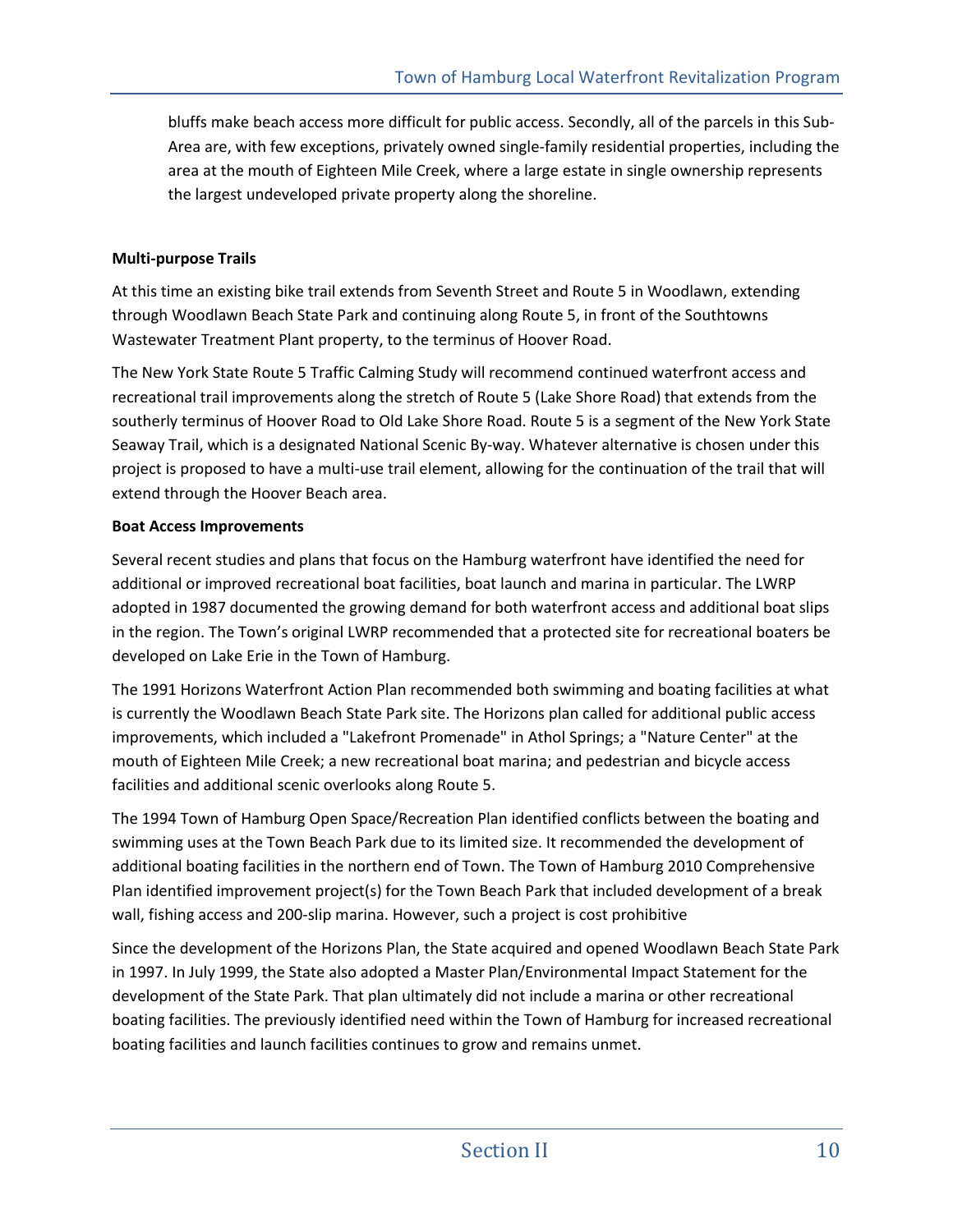bluffs make beach access more difficult for public access. Secondly, all of the parcels in this Sub-Area are, with few exceptions, privately owned single-family residential properties, including the area at the mouth of Eighteen Mile Creek, where a large estate in single ownership represents the largest undeveloped private property along the shoreline.

**Multi-purpose Trails**

At this time an existing bike trail extends from Seventh Street and Route 5 in Woodlawn, extending through Woodlawn Beach State Park and continuing along Route 5, in front of the Southtowns Wastewater Treatment Plant property, to the terminus of Hoover Road.

The New York State Route 5 Traffic Calming Study will recommend continued waterfront access and recreational trail improvements along the stretch of Route 5 (Lake Shore Road) that extends from the southerly terminus of Hoover Road to Old Lake Shore Road. Route 5 is a segment of the New York State Seaway Trail, which is a designated National Scenic By-way. Whatever alternative is chosen under this project is proposed to have a multi-use trail element, allowing for the continuation of the trail that will extend through the Hoover Beach area.

**Boat Access Improvements**

Several recent studies and plans that focus on the Hamburg waterfront have identified the need for additional or improved recreational boat facilities, boat launch and marina in particular. The LWRP adopted in 1987 documented the growing demand for both waterfront access and additional boat slips in the region. The Town's original LWRP recommended that a protected site for recreational boaters be developed on Lake Erie in the Town of Hamburg.

The 1991 Horizons Waterfront Action Plan recommended both swimming and boating facilities at what is currently the Woodlawn Beach State Park site. The Horizons plan called for additional public access improvements, which included a "Lakefront Promenade" in Athol Springs; a "Nature Center" at the mouth of Eighteen Mile Creek; a new recreational boat marina; and pedestrian and bicycle access facilities and additional scenic overlooks along Route 5.

The 1994 Town of Hamburg Open Space/Recreation Plan identified conflicts between the boating and swimming uses at the Town Beach Park due to its limited size. It recommended the development of additional boating facilities in the northern end of Town. The Town of Hamburg 2010 Comprehensive Plan identified improvement project(s) for the Town Beach Park that included development of a break wall, fishing access and 200-slip marina. However, such a project is cost prohibitive

Since the development of the Horizons Plan, the State acquired and opened Woodlawn Beach State Park in 1997. In July 1999, the State also adopted a Master Plan/Environmental Impact Statement for the development of the State Park. That plan ultimately did not include a marina or other recreational boating facilities. The previously identified need within the Town of Hamburg for increased recreational boating facilities and launch facilities continues to grow and remains unmet.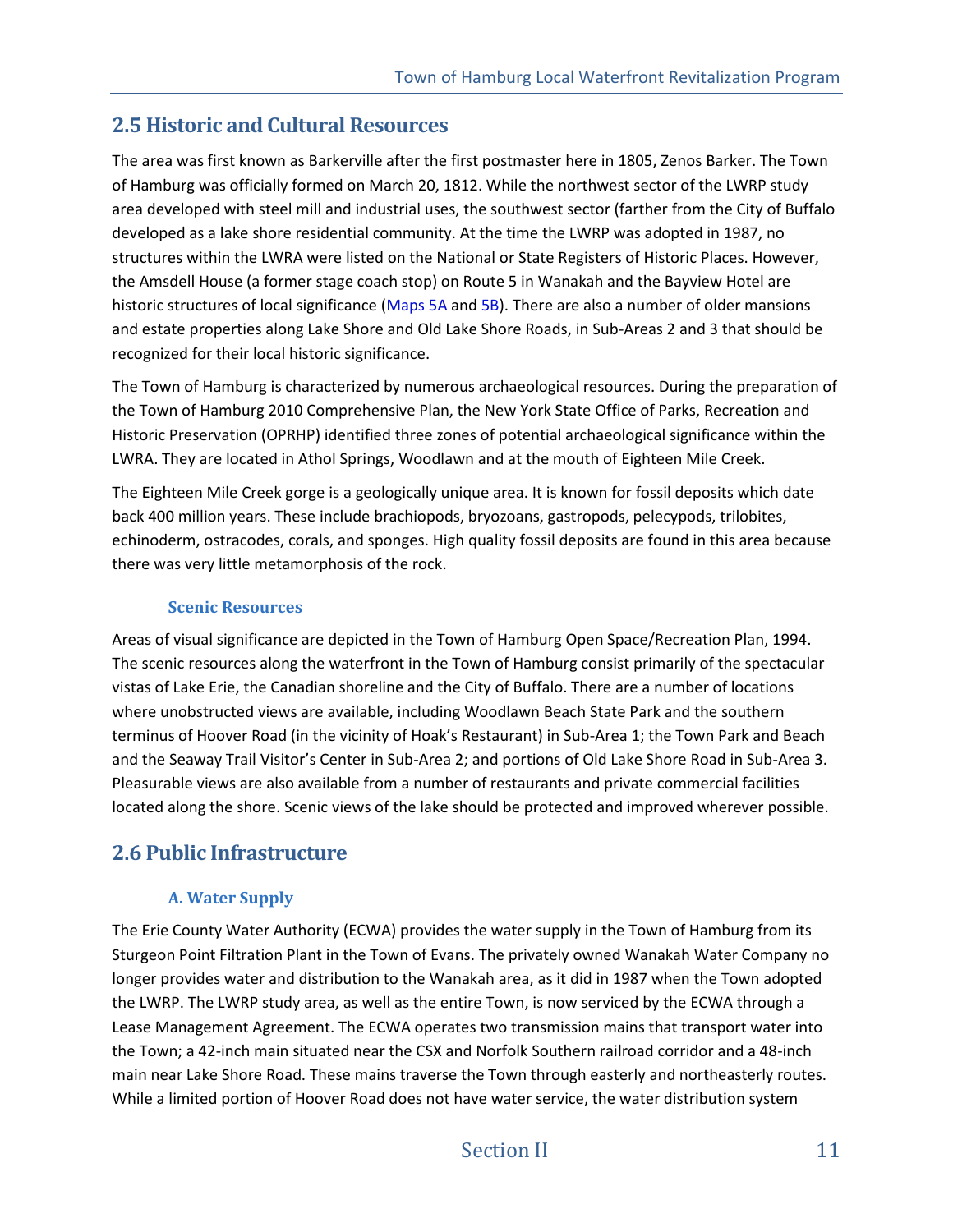## 2.5 Historic and Cultural Resources

The area was first known as Barkerville after the first postmaster here in 1805, Zenos Barker. The Town of Hamburg was officially formed on March 20, 1812. While the northwest sector of the LWRP study area developed with steel mill and industrial uses, the southwest sector (farther from the City of Buffalo developed as a lake shore residential community. At the time the LWRP was adopted in 1987, no structures within the LWRA were listed on the National or State Registers of Historic Places. However, the Amsdell House (a former stage coach stop) on Route 5 in Wanakah and the Bayview Hotel are historic structures of local significance (Maps 5A and 5B). There are also a number of older mansions and estate properties along Lake Shore and Old Lake Shore Roads, in Sub-Areas 2 and 3 that should be recognized for their local historic significance.

The Town of Hamburg is characterized by numerous archaeological resources. During the preparation of the Town of Hamburg 2010 Comprehensive Plan, the New York State Office of Parks, Recreation and Historic Preservation (OPRHP) identified three zones of potential archaeological significance within the LWRA. They are located in Athol Springs, Woodlawn and at the mouth of Eighteen Mile Creek.

The Eighteen Mile Creek gorge is a geologically unique area. It is known for fossil deposits which date back 400 million years. These include brachiopods, bryozoans, gastropods, pelecypods, trilobites, echinoderm, ostracodes, corals, and sponges. High quality fossil deposits are found in this area because there was very little metamorphosis of the rock.

### Scenic Resources

Areas of visual significance are depicted in the Town of Hamburg Open Space/Recreation Plan, 1994. The scenic resources along the waterfront in the Town of Hamburg consist primarily of the spectacular vistas of Lake Erie, the Canadian shoreline and the City of Buffalo. There are a number of locations where unobstructed views are available, including Woodlawn Beach State Park and the southern terminus of Hoover Road (in the vicinity of Hoak's Restaurant) in Sub-Area 1; the Town Park and Beach and the Seaway Trail Visitor's Center in Sub-Area 2; and portions of Old Lake Shore Road in Sub-Area 3. Pleasurable views are also available from a number of restaurants and private commercial facilities located along the shore. Scenic views of the lake should be protected and improved wherever possible.

## 2.6 Public Infrastructure

### A. Water Supply

The Erie County Water Authority (ECWA) provides the water supply in the Town of Hamburg from its Sturgeon Point Filtration Plant in the Town of Evans. The privately owned Wanakah Water Company no longer provides water and distribution to the Wanakah area, as it did in 1987 when the Town adopted the LWRP. The LWRP study area, as well as the entire Town, is now serviced by the ECWA through a Lease Management Agreement. The ECWA operates two transmission mains that transport water into the Town; a 42-inch main situated near the CSX and Norfolk Southern railroad corridor and a 48-inch main near Lake Shore Road. These mains traverse the Town through easterly and northeasterly routes. While a limited portion of Hoover Road does not have water service, the water distribution system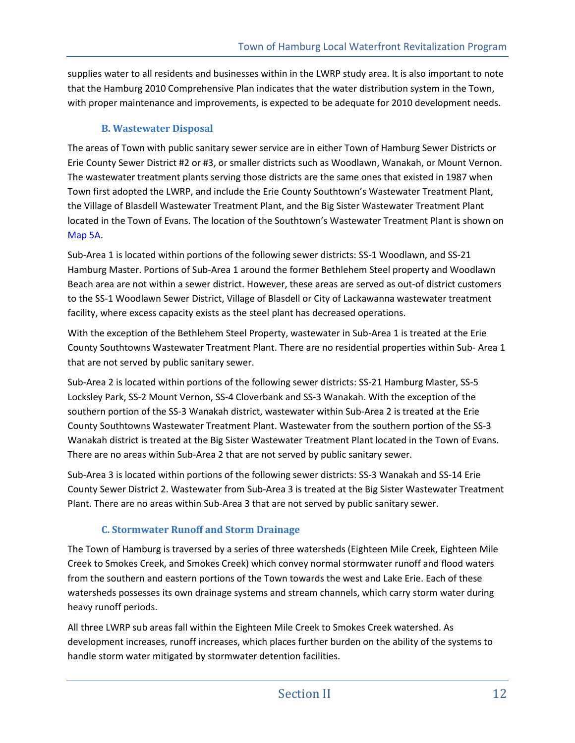supplies water to all residents and businesses within in the LWRP study area. It is also important to note that the Hamburg 2010 Comprehensive Plan indicates that the water distribution system in the Town, with proper maintenance and improvements, is expected to be adequate for 2010 development needs.

### B. Wastewater Disposal

The areas of Town with public sanitary sewer service are in either Town of Hamburg Sewer Districts or Erie County Sewer District #2 or #3, or smaller districts such as Woodlawn, Wanakah, or Mount Vernon. The wastewater treatment plants serving those districts are the same ones that existed in 1987 when Town first adopted the LWRP, and include the Erie County Southtown's Wastewater Treatment Plant, the Village of Blasdell Wastewater Treatment Plant, and the Big Sister Wastewater Treatment Plant located in the Town of Evans. The location of the Southtown's Wastewater Treatment Plant is shown on Map 5A.

Sub-Area 1 is located within portions of the following sewer districts: SS-1 Woodlawn, and SS-21 Hamburg Master. Portions of Sub-Area 1 around the former Bethlehem Steel property and Woodlawn Beach area are not within a sewer district. However, these areas are served as out-of district customers to the SS-1 Woodlawn Sewer District, Village of Blasdell or City of Lackawanna wastewater treatment facility, where excess capacity exists as the steel plant has decreased operations.

With the exception of the Bethlehem Steel Property, wastewater in Sub-Area 1 is treated at the Erie County Southtowns Wastewater Treatment Plant. There are no residential properties within Sub- Area 1 that are not served by public sanitary sewer.

Sub-Area 2 is located within portions of the following sewer districts: SS-21 Hamburg Master, SS-5 Locksley Park, SS-2 Mount Vernon, SS-4 Cloverbank and SS-3 Wanakah. With the exception of the southern portion of the SS-3 Wanakah district, wastewater within Sub-Area 2 is treated at the Erie County Southtowns Wastewater Treatment Plant. Wastewater from the southern portion of the SS-3 Wanakah district is treated at the Big Sister Wastewater Treatment Plant located in the Town of Evans. There are no areas within Sub-Area 2 that are not served by public sanitary sewer.

Sub-Area 3 is located within portions of the following sewer districts: SS-3 Wanakah and SS-14 Erie County Sewer District 2. Wastewater from Sub-Area 3 is treated at the Big Sister Wastewater Treatment Plant. There are no areas within Sub-Area 3 that are not served by public sanitary sewer.

### C. Stormwater Runoff and Storm Drainage

The Town of Hamburg is traversed by a series of three watersheds (Eighteen Mile Creek, Eighteen Mile Creek to Smokes Creek, and Smokes Creek) which convey normal stormwater runoff and flood waters from the southern and eastern portions of the Town towards the west and Lake Erie. Each of these watersheds possesses its own drainage systems and stream channels, which carry storm water during heavy runoff periods.

All three LWRP sub areas fall within the Eighteen Mile Creek to Smokes Creek watershed. As development increases, runoff increases, which places further burden on the ability of the systems to handle storm water mitigated by stormwater detention facilities.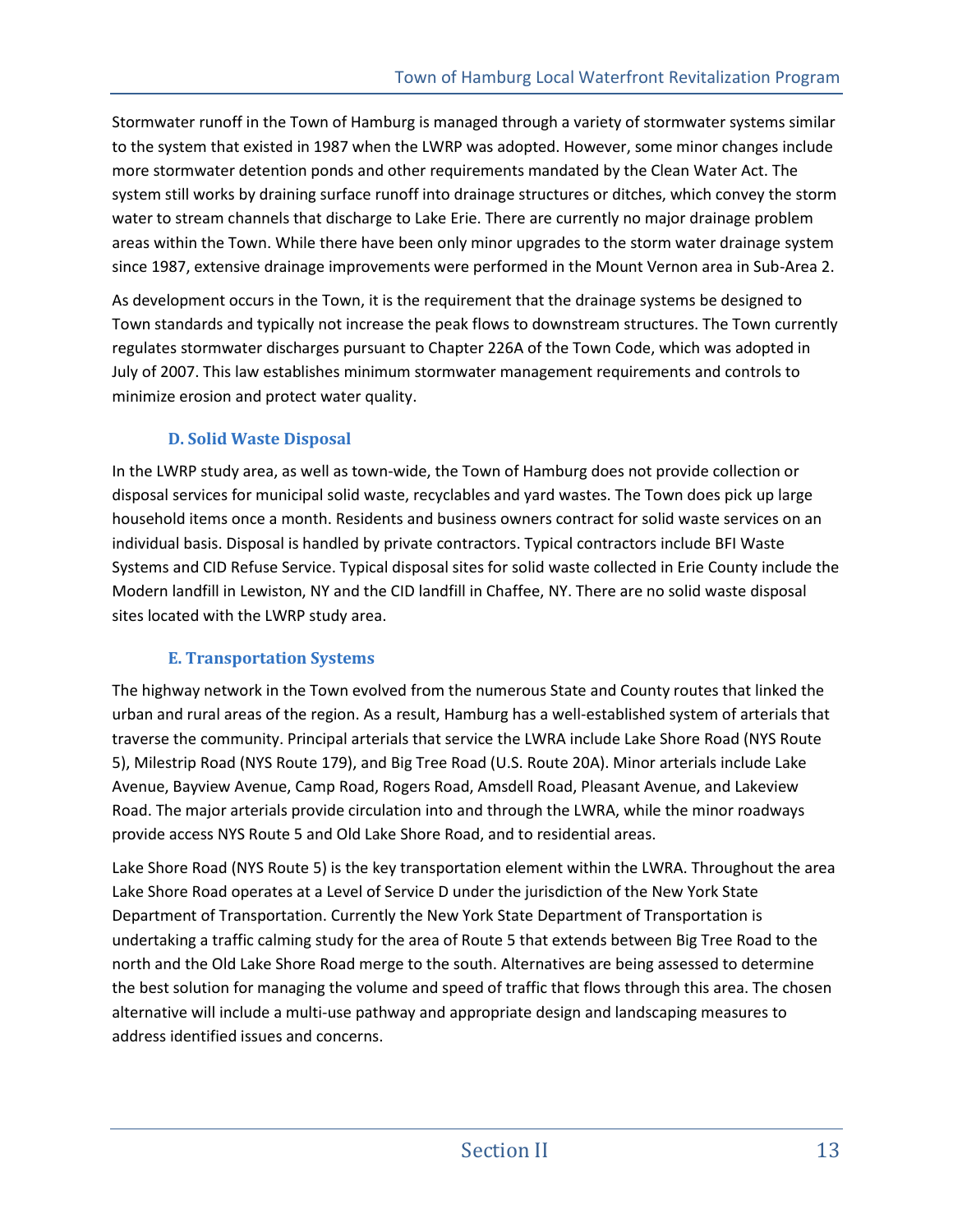Stormwater runoff in the Town of Hamburg is managed through a variety of stormwater systems similar to the system that existed in 1987 when the LWRP was adopted. However, some minor changes include more stormwater detention ponds and other requirements mandated by the Clean Water Act. The system still works by draining surface runoff into drainage structures or ditches, which convey the storm water to stream channels that discharge to Lake Erie. There are currently no major drainage problem areas within the Town. While there have been only minor upgrades to the storm water drainage system since 1987, extensive drainage improvements were performed in the Mount Vernon area in Sub-Area 2.

As development occurs in the Town, it is the requirement that the drainage systems be designed to Town standards and typically not increase the peak flows to downstream structures. The Town currently regulates stormwater discharges pursuant to Chapter 226A of the Town Code, which was adopted in July of 2007. This law establishes minimum stormwater management requirements and controls to minimize erosion and protect water quality.

### D. Solid Waste Disposal

In the LWRP study area, as well as town-wide, the Town of Hamburg does not provide collection or disposal services for municipal solid waste, recyclables and yard wastes. The Town does pick up large household items once a month. Residents and business owners contract for solid waste services on an individual basis. Disposal is handled by private contractors. Typical contractors include BFI Waste Systems and CID Refuse Service. Typical disposal sites for solid waste collected in Erie County include the Modern landfill in Lewiston, NY and the CID landfill in Chaffee, NY. There are no solid waste disposal sites located with the LWRP study area.

### E. Transportation Systems

The highway network in the Town evolved from the numerous State and County routes that linked the urban and rural areas of the region. As a result, Hamburg has a well-established system of arterials that traverse the community. Principal arterials that service the LWRA include Lake Shore Road (NYS Route 5), Milestrip Road (NYS Route 179), and Big Tree Road (U.S. Route 20A). Minor arterials include Lake Avenue, Bayview Avenue, Camp Road, Rogers Road, Amsdell Road, Pleasant Avenue, and Lakeview Road. The major arterials provide circulation into and through the LWRA, while the minor roadways provide access NYS Route 5 and Old Lake Shore Road, and to residential areas.

Lake Shore Road (NYS Route 5) is the key transportation element within the LWRA. Throughout the area Lake Shore Road operates at a Level of Service D under the jurisdiction of the New York State Department of Transportation. Currently the New York State Department of Transportation is undertaking a traffic calming study for the area of Route 5 that extends between Big Tree Road to the north and the Old Lake Shore Road merge to the south. Alternatives are being assessed to determine the best solution for managing the volume and speed of traffic that flows through this area. The chosen alternative will include a multi-use pathway and appropriate design and landscaping measures to address identified issues and concerns.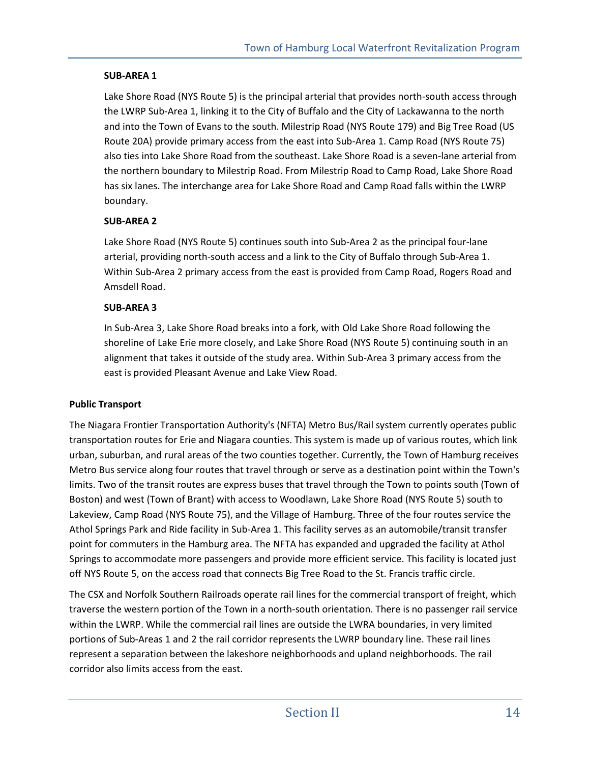**SUB-AREA 1**

Lake Shore Road (NYS Route 5) is the principal arterial that provides north-south access through the LWRP Sub-Area 1, linking it to the City of Buffalo and the City of Lackawanna to the north and into the Town of Evans to the south. Milestrip Road (NYS Route 179) and Big Tree Road (US Route 20A) provide primary access from the east into Sub-Area 1. Camp Road (NYS Route 75) also ties into Lake Shore Road from the southeast. Lake Shore Road is a seven-lane arterial from the northern boundary to Milestrip Road. From Milestrip Road to Camp Road, Lake Shore Road has six lanes. The interchange area for Lake Shore Road and Camp Road falls within the LWRP boundary.

**SUB-AREA 2**

Lake Shore Road (NYS Route 5) continues south into Sub-Area 2 as the principal four-lane arterial, providing north-south access and a link to the City of Buffalo through Sub-Area 1. Within Sub-Area 2 primary access from the east is provided from Camp Road, Rogers Road and Amsdell Road.

**SUB-AREA 3**

In Sub-Area 3, Lake Shore Road breaks into a fork, with Old Lake Shore Road following the shoreline of Lake Erie more closely, and Lake Shore Road (NYS Route 5) continuing south in an alignment that takes it outside of the study area. Within Sub-Area 3 primary access from the east is provided Pleasant Avenue and Lake View Road.

**Public Transport**

The Niagara Frontier Transportation Authority's (NFTA) Metro Bus/Rail system currently operates public transportation routes for Erie and Niagara counties. This system is made up of various routes, which link urban, suburban, and rural areas of the two counties together. Currently, the Town of Hamburg receives Metro Bus service along four routes that travel through or serve as a destination point within the Town's limits. Two of the transit routes are express buses that travel through the Town to points south (Town of Boston) and west (Town of Brant) with access to Woodlawn, Lake Shore Road (NYS Route 5) south to Lakeview, Camp Road (NYS Route 75), and the Village of Hamburg. Three of the four routes service the Athol Springs Park and Ride facility in Sub-Area 1. This facility serves as an automobile/transit transfer point for commuters in the Hamburg area. The NFTA has expanded and upgraded the facility at Athol Springs to accommodate more passengers and provide more efficient service. This facility is located just off NYS Route 5, on the access road that connects Big Tree Road to the St. Francis traffic circle.

The CSX and Norfolk Southern Railroads operate rail lines for the commercial transport of freight, which traverse the western portion of the Town in a north-south orientation. There is no passenger rail service within the LWRP. While the commercial rail lines are outside the LWRA boundaries, in very limited portions of Sub-Areas 1 and 2 the rail corridor represents the LWRP boundary line. These rail lines represent a separation between the lakeshore neighborhoods and upland neighborhoods. The rail corridor also limits access from the east.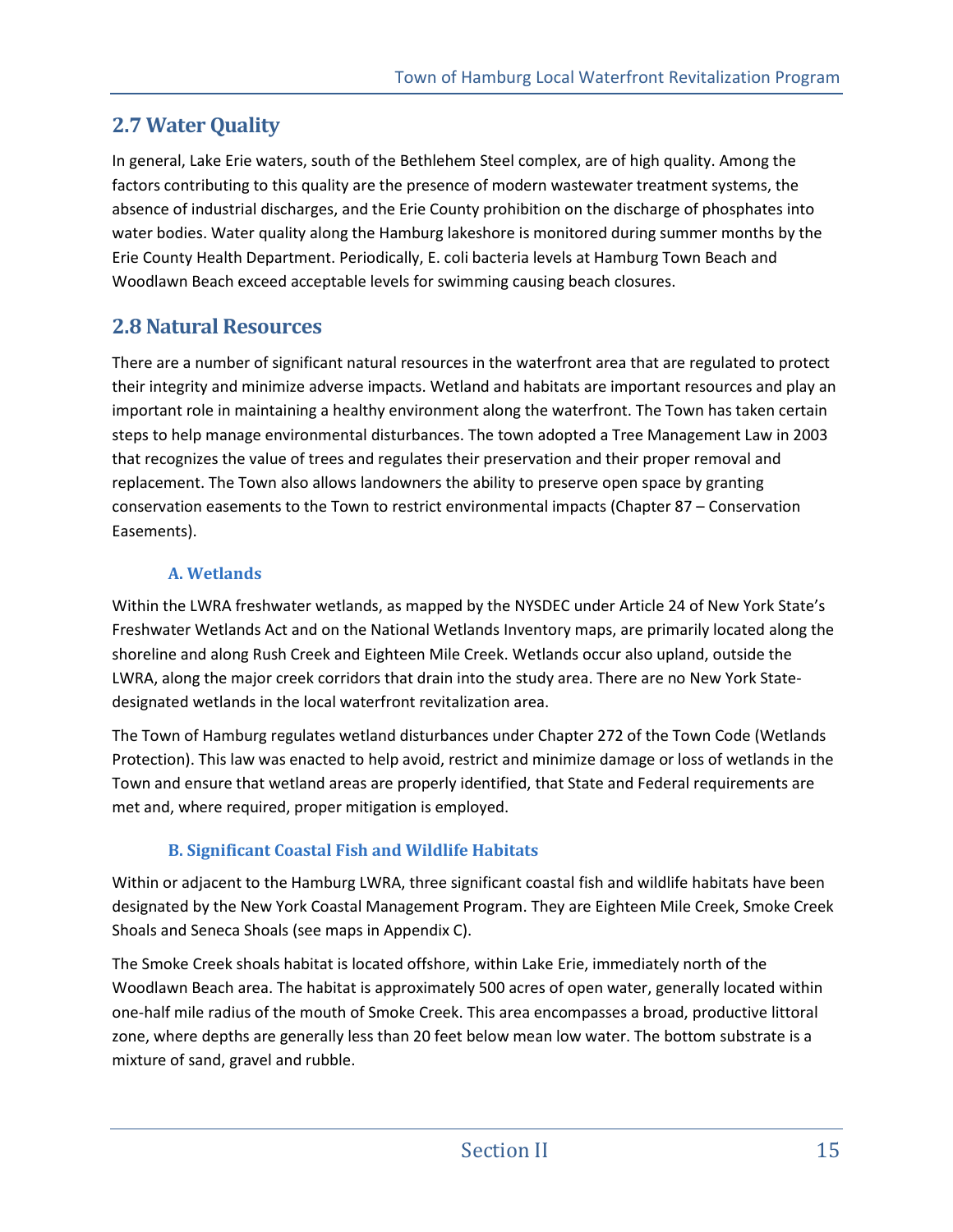## 2.7 Water Quality

In general, Lake Erie waters, south of the Bethlehem Steel complex, are of high quality. Among the factors contributing to this quality are the presence of modern wastewater treatment systems, the absence of industrial discharges, and the Erie County prohibition on the discharge of phosphates into water bodies. Water quality along the Hamburg lakeshore is monitored during summer months by the Erie County Health Department. Periodically, E. coli bacteria levels at Hamburg Town Beach and Woodlawn Beach exceed acceptable levels for swimming causing beach closures.

## 2.8 Natural Resources

There are a number of significant natural resources in the waterfront area that are regulated to protect their integrity and minimize adverse impacts. Wetland and habitats are important resources and play an important role in maintaining a healthy environment along the waterfront. The Town has taken certain steps to help manage environmental disturbances. The town adopted a Tree Management Law in 2003 that recognizes the value of trees and regulates their preservation and their proper removal and replacement. The Town also allows landowners the ability to preserve open space by granting conservation easements to the Town to restrict environmental impacts (Chapter 87 – Conservation Easements).

### A. Wetlands

Within the LWRA freshwater wetlands, as mapped by the NYSDEC under Article 24 of New York State's Freshwater Wetlands Act and on the National Wetlands Inventory maps, are primarily located along the shoreline and along Rush Creek and Eighteen Mile Creek. Wetlands occur also upland, outside the LWRA, along the major creek corridors that drain into the study area. There are no New York State-designated wetlands in the local waterfront revitalization area.

The Town of Hamburg regulates wetland disturbances under Chapter 272 of the Town Code (Wetlands Protection). This law was enacted to help avoid, restrict and minimize damage or loss of wetlands in the Town and ensure that wetland areas are properly identified, that State and Federal requirements are met and, where required, proper mitigation is employed.

### B. Significant Coastal Fish and Wildlife Habitats

Within or adjacent to the Hamburg LWRA, three significant coastal fish and wildlife habitats have been designated by the New York Coastal Management Program. They are Eighteen Mile Creek, Smoke Creek Shoals and Seneca Shoals (see maps in Appendix C).

The Smoke Creek shoals habitat is located offshore, within Lake Erie, immediately north of the Woodlawn Beach area. The habitat is approximately 500 acres of open water, generally located within one-half mile radius of the mouth of Smoke Creek. This area encompasses a broad, productive littoral zone, where depths are generally less than 20 feet below mean low water. The bottom substrate is a mixture of sand, gravel and rubble.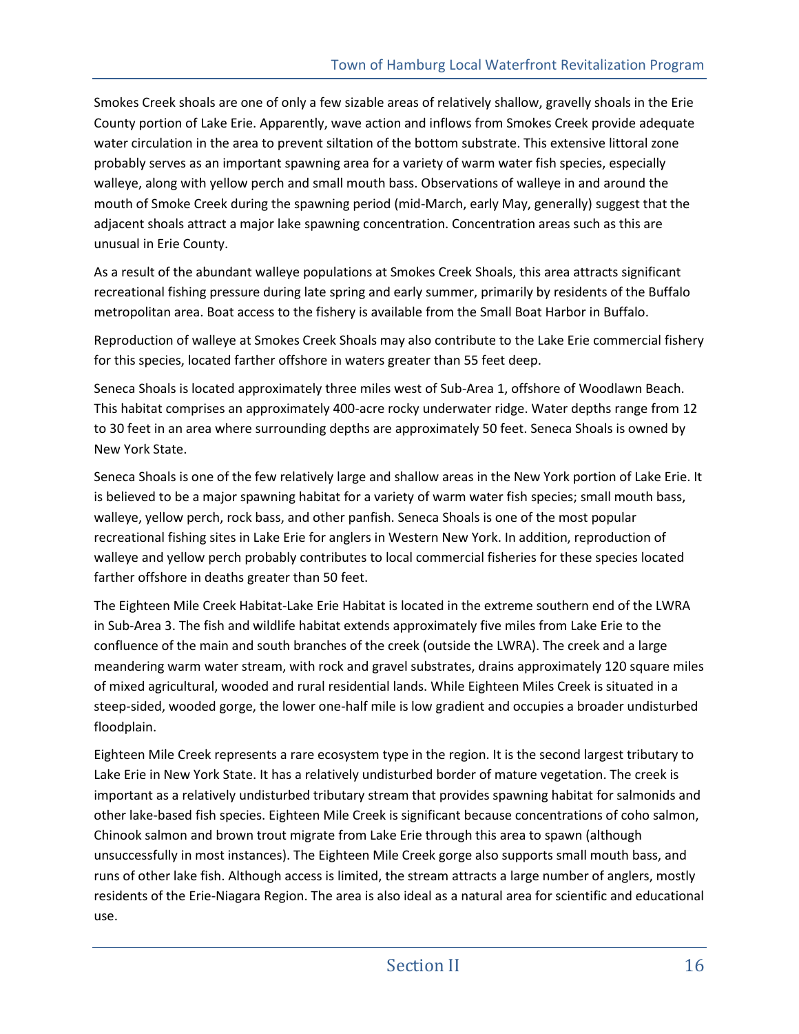Smokes Creek shoals are one of only a few sizable areas of relatively shallow, gravelly shoals in the Erie County portion of Lake Erie. Apparently, wave action and inflows from Smokes Creek provide adequate water circulation in the area to prevent siltation of the bottom substrate. This extensive littoral zone probably serves as an important spawning area for a variety of warm water fish species, especially walleye, along with yellow perch and small mouth bass. Observations of walleye in and around the mouth of Smoke Creek during the spawning period (mid-March, early May, generally) suggest that the adjacent shoals attract a major lake spawning concentration. Concentration areas such as this are unusual in Erie County.

As a result of the abundant walleye populations at Smokes Creek Shoals, this area attracts significant recreational fishing pressure during late spring and early summer, primarily by residents of the Buffalo metropolitan area. Boat access to the fishery is available from the Small Boat Harbor in Buffalo.

Reproduction of walleye at Smokes Creek Shoals may also contribute to the Lake Erie commercial fishery for this species, located farther offshore in waters greater than 55 feet deep.

Seneca Shoals is located approximately three miles west of Sub-Area 1, offshore of Woodlawn Beach. This habitat comprises an approximately 400-acre rocky underwater ridge. Water depths range from 12 to 30 feet in an area where surrounding depths are approximately 50 feet. Seneca Shoals is owned by New York State.

Seneca Shoals is one of the few relatively large and shallow areas in the New York portion of Lake Erie. It is believed to be a major spawning habitat for a variety of warm water fish species; small mouth bass, walleye, yellow perch, rock bass, and other panfish. Seneca Shoals is one of the most popular recreational fishing sites in Lake Erie for anglers in Western New York. In addition, reproduction of walleye and yellow perch probably contributes to local commercial fisheries for these species located farther offshore in deaths greater than 50 feet.

The Eighteen Mile Creek Habitat-Lake Erie Habitat is located in the extreme southern end of the LWRA in Sub-Area 3. The fish and wildlife habitat extends approximately five miles from Lake Erie to the confluence of the main and south branches of the creek (outside the LWRA). The creek and a large meandering warm water stream, with rock and gravel substrates, drains approximately 120 square miles of mixed agricultural, wooded and rural residential lands. While Eighteen Miles Creek is situated in a steep-sided, wooded gorge, the lower one-half mile is low gradient and occupies a broader undisturbed floodplain.

Eighteen Mile Creek represents a rare ecosystem type in the region. It is the second largest tributary to Lake Erie in New York State. It has a relatively undisturbed border of mature vegetation. The creek is important as a relatively undisturbed tributary stream that provides spawning habitat for salmonids and other lake-based fish species. Eighteen Mile Creek is significant because concentrations of coho salmon, Chinook salmon and brown trout migrate from Lake Erie through this area to spawn (although unsuccessfully in most instances). The Eighteen Mile Creek gorge also supports small mouth bass, and runs of other lake fish. Although access is limited, the stream attracts a large number of anglers, mostly residents of the Erie-Niagara Region. The area is also ideal as a natural area for scientific and educational use.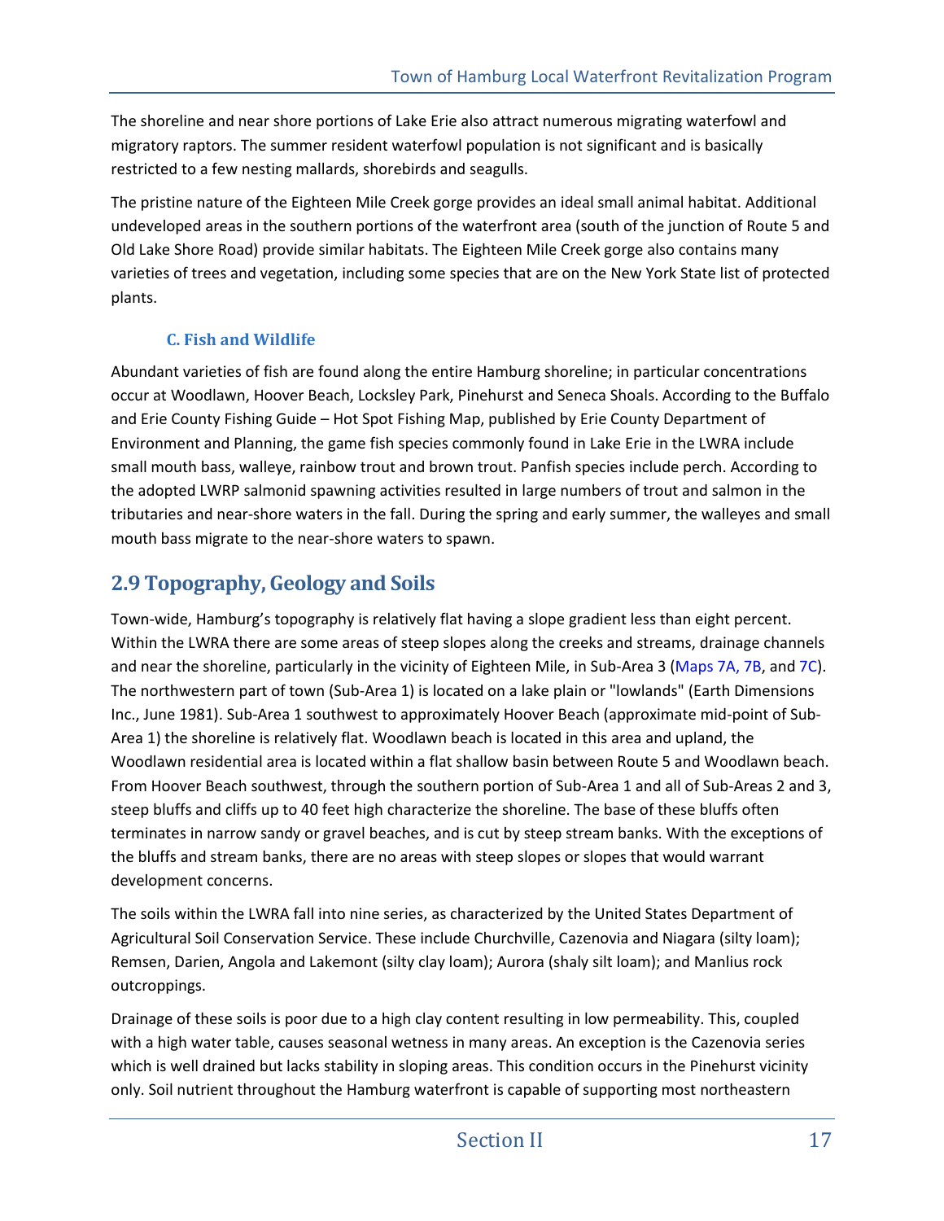The shoreline and near shore portions of Lake Erie also attract numerous migrating waterfowl and migratory raptors. The summer resident waterfowl population is not significant and is basically restricted to a few nesting mallards, shorebirds and seagulls.

The pristine nature of the Eighteen Mile Creek gorge provides an ideal small animal habitat. Additional undeveloped areas in the southern portions of the waterfront area (south of the junction of Route 5 and Old Lake Shore Road) provide similar habitats. The Eighteen Mile Creek gorge also contains many varieties of trees and vegetation, including some species that are on the New York State list of protected plants.

### C. Fish and Wildlife

Abundant varieties of fish are found along the entire Hamburg shoreline; in particular concentrations occur at Woodlawn, Hoover Beach, Locksley Park, Pinehurst and Seneca Shoals. According to the Buffalo and Erie County Fishing Guide – Hot Spot Fishing Map, published by Erie County Department of Environment and Planning, the game fish species commonly found in Lake Erie in the LWRA include small mouth bass, walleye, rainbow trout and brown trout. Panfish species include perch. According to the adopted LWRP salmonid spawning activities resulted in large numbers of trout and salmon in the tributaries and near-shore waters in the fall. During the spring and early summer, the walleyes and small mouth bass migrate to the near-shore waters to spawn.

## 2.9 Topography, Geology and Soils

Town-wide, Hamburg's topography is relatively flat having a slope gradient less than eight percent. Within the LWRA there are some areas of steep slopes along the creeks and streams, drainage channels and near the shoreline, particularly in the vicinity of Eighteen Mile, in Sub-Area 3 (Maps 7A, 7B, and 7C). The northwestern part of town (Sub-Area 1) is located on a lake plain or "lowlands" (Earth Dimensions Inc., June 1981). Sub-Area 1 southwest to approximately Hoover Beach (approximate mid-point of Sub-Area 1) the shoreline is relatively flat. Woodlawn beach is located in this area and upland, the Woodlawn residential area is located within a flat shallow basin between Route 5 and Woodlawn beach. From Hoover Beach southwest, through the southern portion of Sub-Area 1 and all of Sub-Areas 2 and 3, steep bluffs and cliffs up to 40 feet high characterize the shoreline. The base of these bluffs often terminates in narrow sandy or gravel beaches, and is cut by steep stream banks. With the exceptions of the bluffs and stream banks, there are no areas with steep slopes or slopes that would warrant development concerns.

The soils within the LWRA fall into nine series, as characterized by the United States Department of Agricultural Soil Conservation Service. These include Churchville, Cazenovia and Niagara (silty loam); Remsen, Darien, Angola and Lakemont (silty clay loam); Aurora (shaly silt loam); and Manlius rock outcroppings.

Drainage of these soils is poor due to a high clay content resulting in low permeability. This, coupled with a high water table, causes seasonal wetness in many areas. An exception is the Cazenovia series which is well drained but lacks stability in sloping areas. This condition occurs in the Pinehurst vicinity only. Soil nutrient throughout the Hamburg waterfront is capable of supporting most northeastern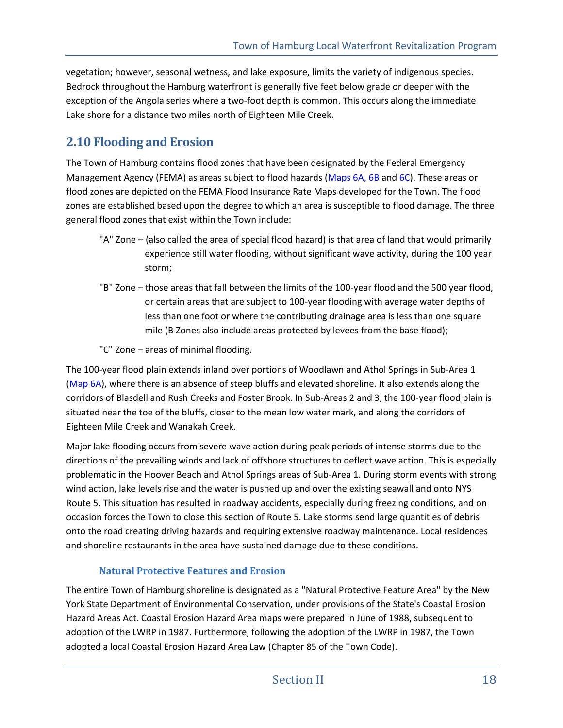vegetation; however, seasonal wetness, and lake exposure, limits the variety of indigenous species. Bedrock throughout the Hamburg waterfront is generally five feet below grade or deeper with the exception of the Angola series where a two-foot depth is common. This occurs along the immediate Lake shore for a distance two miles north of Eighteen Mile Creek.

## 2.10 Flooding and Erosion

The Town of Hamburg contains flood zones that have been designated by the Federal Emergency Management Agency (FEMA) as areas subject to flood hazards (Maps 6A, 6B and 6C). These areas or flood zones are depicted on the FEMA Flood Insurance Rate Maps developed for the Town. The flood zones are established based upon the degree to which an area is susceptible to flood damage. The three general flood zones that exist within the Town include:

"A" Zone – (also called the area of special flood hazard) is that area of land that would primarily experience still water flooding, without significant wave activity, during the 100 year storm;

"B" Zone – those areas that fall between the limits of the 100-year flood and the 500 year flood, or certain areas that are subject to 100-year flooding with average water depths of less than one foot or where the contributing drainage area is less than one square mile (B Zones also include areas protected by levees from the base flood);

"C" Zone – areas of minimal flooding.

The 100-year flood plain extends inland over portions of Woodlawn and Athol Springs in Sub-Area 1 (Map 6A), where there is an absence of steep bluffs and elevated shoreline. It also extends along the corridors of Blasdell and Rush Creeks and Foster Brook. In Sub-Areas 2 and 3, the 100-year flood plain is situated near the toe of the bluffs, closer to the mean low water mark, and along the corridors of Eighteen Mile Creek and Wanakah Creek.

Major lake flooding occurs from severe wave action during peak periods of intense storms due to the directions of the prevailing winds and lack of offshore structures to deflect wave action. This is especially problematic in the Hoover Beach and Athol Springs areas of Sub-Area 1. During storm events with strong wind action, lake levels rise and the water is pushed up and over the existing seawall and onto NYS Route 5. This situation has resulted in roadway accidents, especially during freezing conditions, and on occasion forces the Town to close this section of Route 5. Lake storms send large quantities of debris onto the road creating driving hazards and requiring extensive roadway maintenance. Local residences and shoreline restaurants in the area have sustained damage due to these conditions.

### Natural Protective Features and Erosion

The entire Town of Hamburg shoreline is designated as a "Natural Protective Feature Area" by the New York State Department of Environmental Conservation, under provisions of the State's Coastal Erosion Hazard Areas Act. Coastal Erosion Hazard Area maps were prepared in June of 1988, subsequent to adoption of the LWRP in 1987. Furthermore, following the adoption of the LWRP in 1987, the Town adopted a local Coastal Erosion Hazard Area Law (Chapter 85 of the Town Code).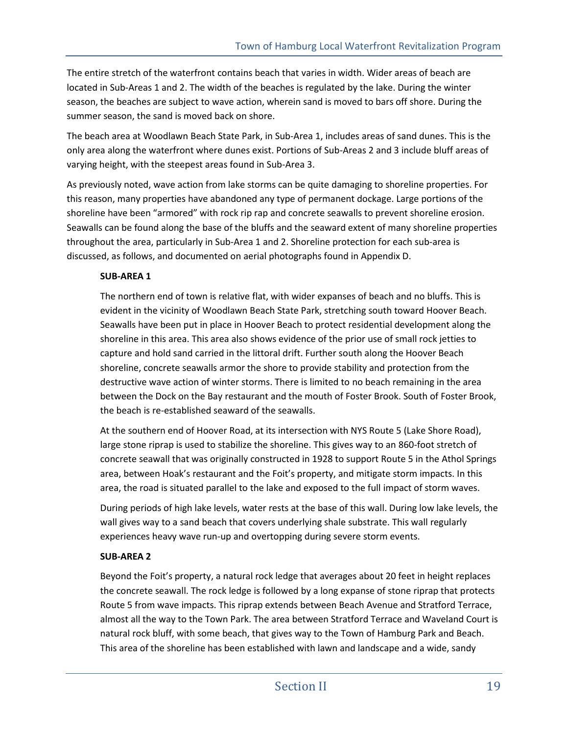The entire stretch of the waterfront contains beach that varies in width. Wider areas of beach are located in Sub-Areas 1 and 2. The width of the beaches is regulated by the lake. During the winter season, the beaches are subject to wave action, wherein sand is moved to bars off shore. During the summer season, the sand is moved back on shore.

The beach area at Woodlawn Beach State Park, in Sub-Area 1, includes areas of sand dunes. This is the only area along the waterfront where dunes exist. Portions of Sub-Areas 2 and 3 include bluff areas of varying height, with the steepest areas found in Sub-Area 3.

As previously noted, wave action from lake storms can be quite damaging to shoreline properties. For this reason, many properties have abandoned any type of permanent dockage. Large portions of the shoreline have been "armored" with rock rip rap and concrete seawalls to prevent shoreline erosion. Seawalls can be found along the base of the bluffs and the seaward extent of many shoreline properties throughout the area, particularly in Sub-Area 1 and 2. Shoreline protection for each sub-area is discussed, as follows, and documented on aerial photographs found in Appendix D.

**SUB-AREA 1**

The northern end of town is relative flat, with wider expanses of beach and no bluffs. This is evident in the vicinity of Woodlawn Beach State Park, stretching south toward Hoover Beach. Seawalls have been put in place in Hoover Beach to protect residential development along the shoreline in this area. This area also shows evidence of the prior use of small rock jetties to capture and hold sand carried in the littoral drift. Further south along the Hoover Beach shoreline, concrete seawalls armor the shore to provide stability and protection from the destructive wave action of winter storms. There is limited to no beach remaining in the area between the Dock on the Bay restaurant and the mouth of Foster Brook. South of Foster Brook, the beach is re-established seaward of the seawalls.

At the southern end of Hoover Road, at its intersection with NYS Route 5 (Lake Shore Road), large stone riprap is used to stabilize the shoreline. This gives way to an 860-foot stretch of concrete seawall that was originally constructed in 1928 to support Route 5 in the Athol Springs area, between Hoak's restaurant and the Foit's property, and mitigate storm impacts. In this area, the road is situated parallel to the lake and exposed to the full impact of storm waves.

During periods of high lake levels, water rests at the base of this wall. During low lake levels, the wall gives way to a sand beach that covers underlying shale substrate. This wall regularly experiences heavy wave run-up and overtopping during severe storm events.

**SUB-AREA 2**

Beyond the Foit's property, a natural rock ledge that averages about 20 feet in height replaces the concrete seawall. The rock ledge is followed by a long expanse of stone riprap that protects Route 5 from wave impacts. This riprap extends between Beach Avenue and Stratford Terrace, almost all the way to the Town Park. The area between Stratford Terrace and Waveland Court is natural rock bluff, with some beach, that gives way to the Town of Hamburg Park and Beach. This area of the shoreline has been established with lawn and landscape and a wide, sandy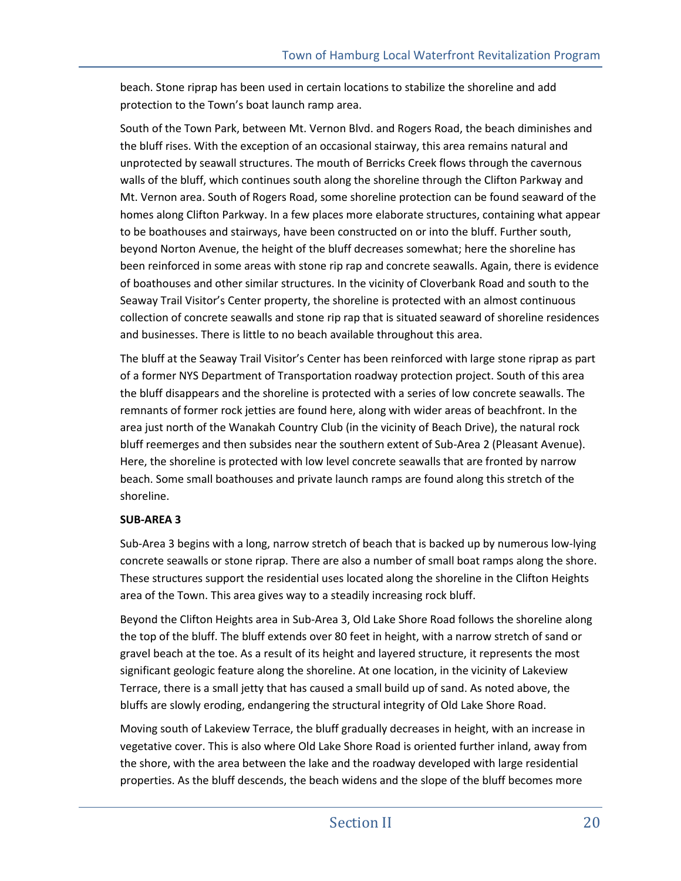beach. Stone riprap has been used in certain locations to stabilize the shoreline and add protection to the Town's boat launch ramp area.

South of the Town Park, between Mt. Vernon Blvd. and Rogers Road, the beach diminishes and the bluff rises. With the exception of an occasional stairway, this area remains natural and unprotected by seawall structures. The mouth of Berricks Creek flows through the cavernous walls of the bluff, which continues south along the shoreline through the Clifton Parkway and Mt. Vernon area. South of Rogers Road, some shoreline protection can be found seaward of the homes along Clifton Parkway. In a few places more elaborate structures, containing what appear to be boathouses and stairways, have been constructed on or into the bluff. Further south, beyond Norton Avenue, the height of the bluff decreases somewhat; here the shoreline has been reinforced in some areas with stone rip rap and concrete seawalls. Again, there is evidence of boathouses and other similar structures. In the vicinity of Cloverbank Road and south to the Seaway Trail Visitor's Center property, the shoreline is protected with an almost continuous collection of concrete seawalls and stone rip rap that is situated seaward of shoreline residences and businesses. There is little to no beach available throughout this area.

The bluff at the Seaway Trail Visitor's Center has been reinforced with large stone riprap as part of a former NYS Department of Transportation roadway protection project. South of this area the bluff disappears and the shoreline is protected with a series of low concrete seawalls. The remnants of former rock jetties are found here, along with wider areas of beachfront. In the area just north of the Wanakah Country Club (in the vicinity of Beach Drive), the natural rock bluff reemerges and then subsides near the southern extent of Sub-Area 2 (Pleasant Avenue). Here, the shoreline is protected with low level concrete seawalls that are fronted by narrow beach. Some small boathouses and private launch ramps are found along this stretch of the shoreline.

**SUB-AREA 3**

Sub-Area 3 begins with a long, narrow stretch of beach that is backed up by numerous low-lying concrete seawalls or stone riprap. There are also a number of small boat ramps along the shore. These structures support the residential uses located along the shoreline in the Clifton Heights area of the Town. This area gives way to a steadily increasing rock bluff.

Beyond the Clifton Heights area in Sub-Area 3, Old Lake Shore Road follows the shoreline along the top of the bluff. The bluff extends over 80 feet in height, with a narrow stretch of sand or gravel beach at the toe. As a result of its height and layered structure, it represents the most significant geologic feature along the shoreline. At one location, in the vicinity of Lakeview Terrace, there is a small jetty that has caused a small build up of sand. As noted above, the bluffs are slowly eroding, endangering the structural integrity of Old Lake Shore Road.

Moving south of Lakeview Terrace, the bluff gradually decreases in height, with an increase in vegetative cover. This is also where Old Lake Shore Road is oriented further inland, away from the shore, with the area between the lake and the roadway developed with large residential properties. As the bluff descends, the beach widens and the slope of the bluff becomes more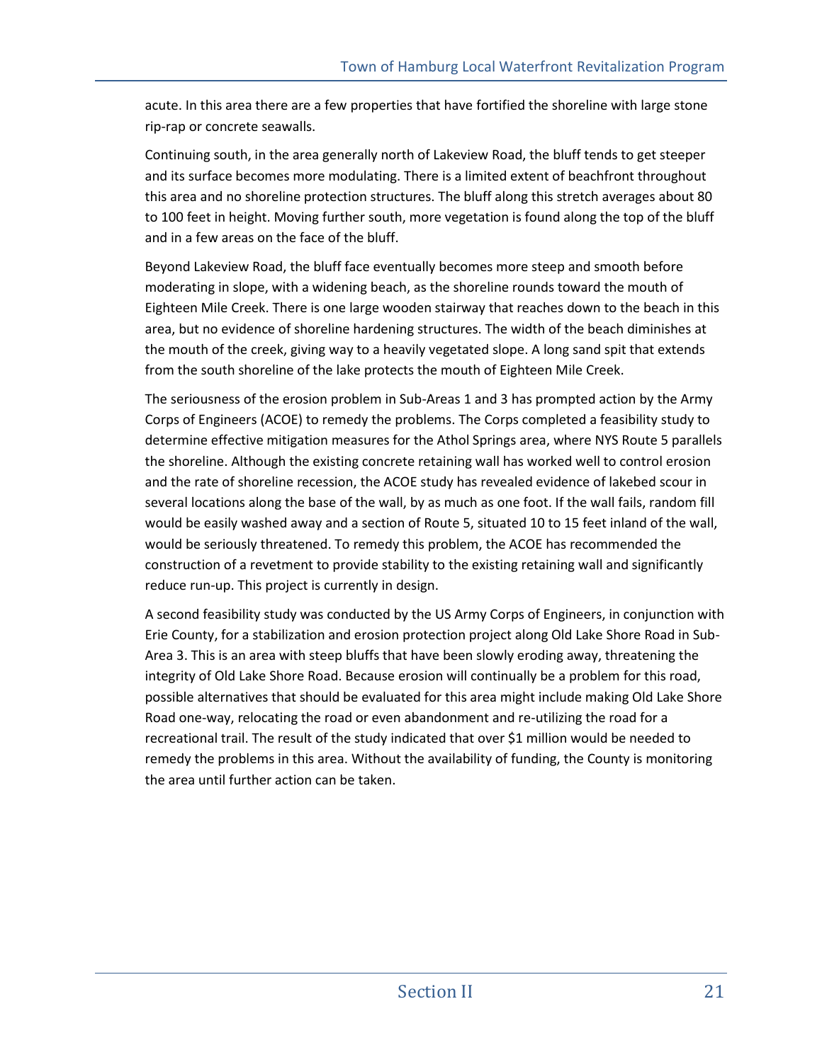acute. In this area there are a few properties that have fortified the shoreline with large stone rip-rap or concrete seawalls.

Continuing south, in the area generally north of Lakeview Road, the bluff tends to get steeper and its surface becomes more modulating. There is a limited extent of beachfront throughout this area and no shoreline protection structures. The bluff along this stretch averages about 80 to 100 feet in height. Moving further south, more vegetation is found along the top of the bluff and in a few areas on the face of the bluff.

Beyond Lakeview Road, the bluff face eventually becomes more steep and smooth before moderating in slope, with a widening beach, as the shoreline rounds toward the mouth of Eighteen Mile Creek. There is one large wooden stairway that reaches down to the beach in this area, but no evidence of shoreline hardening structures. The width of the beach diminishes at the mouth of the creek, giving way to a heavily vegetated slope. A long sand spit that extends from the south shoreline of the lake protects the mouth of Eighteen Mile Creek.

The seriousness of the erosion problem in Sub-Areas 1 and 3 has prompted action by the Army Corps of Engineers (ACOE) to remedy the problems. The Corps completed a feasibility study to determine effective mitigation measures for the Athol Springs area, where NYS Route 5 parallels the shoreline. Although the existing concrete retaining wall has worked well to control erosion and the rate of shoreline recession, the ACOE study has revealed evidence of lakebed scour in several locations along the base of the wall, by as much as one foot. If the wall fails, random fill would be easily washed away and a section of Route 5, situated 10 to 15 feet inland of the wall, would be seriously threatened. To remedy this problem, the ACOE has recommended the construction of a revetment to provide stability to the existing retaining wall and significantly reduce run-up. This project is currently in design.

A second feasibility study was conducted by the US Army Corps of Engineers, in conjunction with Erie County, for a stabilization and erosion protection project along Old Lake Shore Road in Sub-Area 3. This is an area with steep bluffs that have been slowly eroding away, threatening the integrity of Old Lake Shore Road. Because erosion will continually be a problem for this road, possible alternatives that should be evaluated for this area might include making Old Lake Shore Road one-way, relocating the road or even abandonment and re-utilizing the road for a recreational trail. The result of the study indicated that over $1 million would be needed to remedy the problems in this area. Without the availability of funding, the County is monitoring the area until further action can be taken.